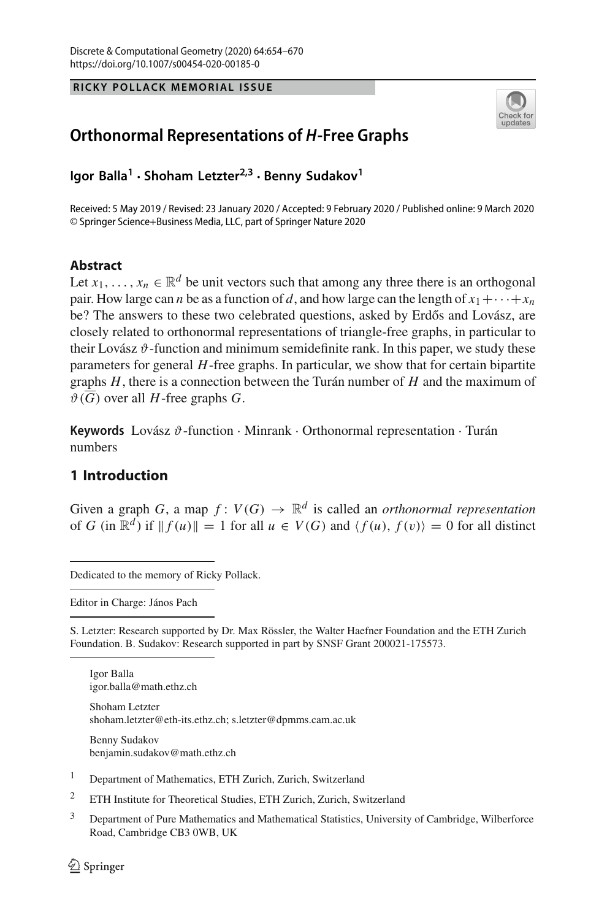RICKY POLLACK MEMORIAL ISSUE

# Orthonormal Representations of *H*-Free Graphs

**Igor Balla[1] · Shoham Letzter[2,3] · Benny Sudakov[1]**

Received: 5 May 2019 / Revised: 23 January 2020 / Accepted: 9 February 2020 / Published online: 9 March 2020
© Springer Science+Business Media, LLC, part of Springer Nature 2020

## Abstract

Let $x_1, \ldots, x_n \in \mathbb{R}^d$ be unit vectors such that among any three there is an orthogonal pair. How large can $n$ be as a function of $d$, and how large can the length of $x_1 + \cdots + x_n$ be? The answers to these two celebrated questions, asked by Erdős and Lovász, are closely related to orthonormal representations of triangle-free graphs, in particular to their Lovász $\vartheta$-function and minimum semidefinite rank. In this paper, we study these parameters for general $H$-free graphs. In particular, we show that for certain bipartite graphs $H$, there is a connection between the Turán number of $H$ and the maximum of $\vartheta(\overline{G})$ over all $H$-free graphs $G$.

**Keywords** Lovász $\vartheta$-function · Minrank · Orthonormal representation · Turán numbers

## 1 Introduction

Given a graph $G$, a map $f\colon V(G) \to \mathbb{R}^d$ is called an *orthonormal representation* of $G$ (in $\mathbb{R}^d$) if $\|f(u)\| = 1$ for all $u \in V(G)$ and $\langle f(u), f(v)\rangle = 0$ for all distinct

---

Dedicated to the memory of Ricky Pollack.

Editor in Charge: János Pach

S. Letzter: Research supported by Dr. Max Rössler, the Walter Haefner Foundation and the ETH Zurich Foundation. B. Sudakov: Research supported in part by SNSF Grant 200021-175573.

Igor Balla
igor.balla@math.ethz.ch

Shoham Letzter
shoham.letzter@eth-its.ethz.ch; s.letzter@dpmms.cam.ac.uk

Benny Sudakov
benjamin.sudakov@math.ethz.ch

[1] Department of Mathematics, ETH Zurich, Zurich, Switzerland

[2] ETH Institute for Theoretical Studies, ETH Zurich, Zurich, Switzerland

[3] Department of Pure Mathematics and Mathematical Statistics, University of Cambridge, Wilberforce Road, Cambridge CB3 0WB, UK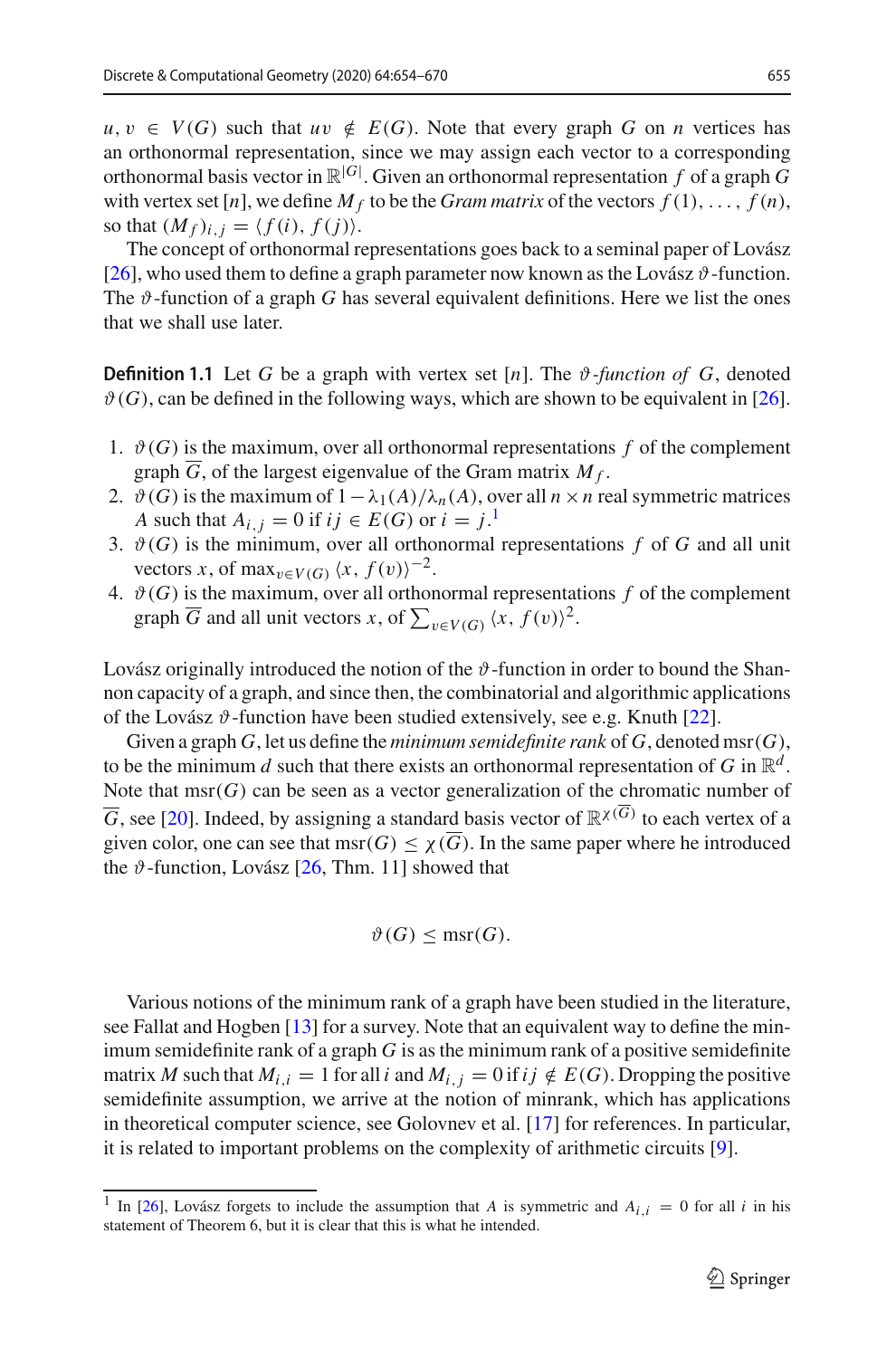$u, v \in V(G)$ such that $uv \notin E(G)$. Note that every graph $G$ on $n$ vertices has an orthonormal representation, since we may assign each vector to a corresponding orthonormal basis vector in $\mathbb{R}^{|G|}$. Given an orthonormal representation $f$ of a graph $G$ with vertex set $[n]$, we define $M_f$ to be the *Gram matrix* of the vectors $f(1), \ldots, f(n)$, so that $(M_f)_{i,j} = \langle f(i), f(j) \rangle$.

The concept of orthonormal representations goes back to a seminal paper of Lovász [26], who used them to define a graph parameter now known as the Lovász $\vartheta$-function. The $\vartheta$-function of a graph $G$ has several equivalent definitions. Here we list the ones that we shall use later.

**Definition 1.1** Let $G$ be a graph with vertex set $[n]$. The *$\vartheta$-function of $G$*, denoted $\vartheta(G)$, can be defined in the following ways, which are shown to be equivalent in [26].

1. $\vartheta(G)$ is the maximum, over all orthonormal representations $f$ of the complement graph $\overline{G}$, of the largest eigenvalue of the Gram matrix $M_f$.
2. $\vartheta(G)$ is the maximum of $1 - \lambda_1(A)/\lambda_n(A)$, over all $n \times n$ real symmetric matrices $A$ such that $A_{i,j} = 0$ if $ij \in E(G)$ or $i = j$.[1]
3. $\vartheta(G)$ is the minimum, over all orthonormal representations $f$ of $G$ and all unit vectors $x$, of $\max_{v \in V(G)} \langle x, f(v) \rangle^{-2}$.
4. $\vartheta(G)$ is the maximum, over all orthonormal representations $f$ of the complement graph $\overline{G}$ and all unit vectors $x$, of $\sum_{v \in V(G)} \langle x, f(v) \rangle^2$.

Lovász originally introduced the notion of the $\vartheta$-function in order to bound the Shannon capacity of a graph, and since then, the combinatorial and algorithmic applications of the Lovász $\vartheta$-function have been studied extensively, see e.g. Knuth [22].

Given a graph $G$, let us define the *minimum semidefinite rank* of $G$, denoted $\mathrm{msr}(G)$, to be the minimum $d$ such that there exists an orthonormal representation of $G$ in $\mathbb{R}^d$. Note that $\mathrm{msr}(G)$ can be seen as a vector generalization of the chromatic number of $\overline{G}$, see [20]. Indeed, by assigning a standard basis vector of $\mathbb{R}^{\chi(\overline{G})}$ to each vertex of a given color, one can see that $\mathrm{msr}(G) \le \chi(\overline{G})$. In the same paper where he introduced the $\vartheta$-function, Lovász [26, Thm. 11] showed that

$$\vartheta(G) \le \mathrm{msr}(G).$$

Various notions of the minimum rank of a graph have been studied in the literature, see Fallat and Hogben [13] for a survey. Note that an equivalent way to define the minimum semidefinite rank of a graph $G$ is as the minimum rank of a positive semidefinite matrix $M$ such that $M_{i,i} = 1$ for all $i$ and $M_{i,j} = 0$ if $ij \notin E(G)$. Dropping the positive semidefinite assumption, we arrive at the notion of minrank, which has applications in theoretical computer science, see Golovnev et al. [17] for references. In particular, it is related to important problems on the complexity of arithmetic circuits [9].

[1] In [26], Lovász forgets to include the assumption that $A$ is symmetric and $A_{i,i} = 0$ for all $i$ in his statement of Theorem 6, but it is clear that this is what he intended.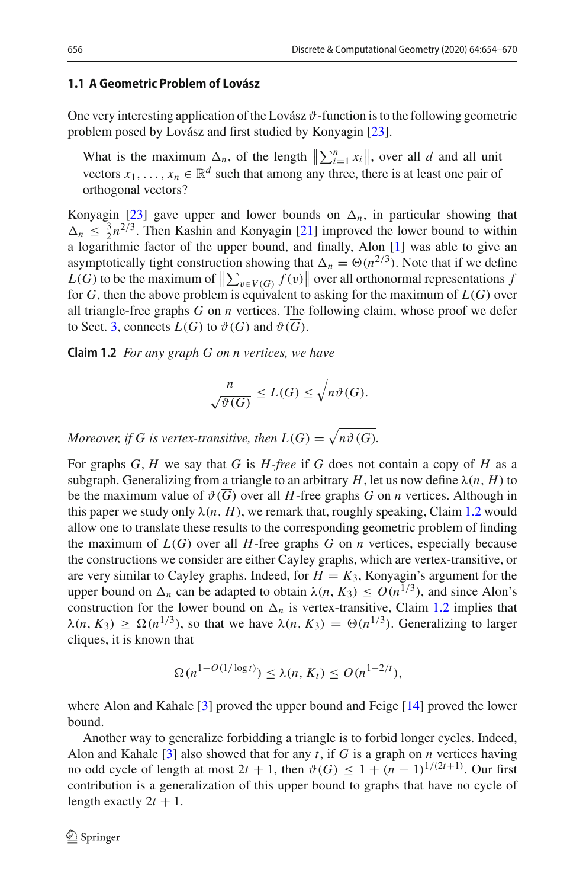### 1.1 A Geometric Problem of Lovász

One very interesting application of the Lovász $\vartheta$-function is to the following geometric problem posed by Lovász and first studied by Konyagin [23].

> What is the maximum $\Delta_n$, of the length $\left\|\sum_{i=1}^n x_i\right\|$, over all $d$ and all unit vectors $x_1, \ldots, x_n \in \mathbb{R}^d$ such that among any three, there is at least one pair of orthogonal vectors?

Konyagin [23] gave upper and lower bounds on $\Delta_n$, in particular showing that $\Delta_n \leq \frac{3}{2} n^{2/3}$. Then Kashin and Konyagin [21] improved the lower bound to within a logarithmic factor of the upper bound, and finally, Alon [1] was able to give an asymptotically tight construction showing that $\Delta_n = \Theta(n^{2/3})$. Note that if we define $L(G)$ to be the maximum of $\left\|\sum_{v \in V(G)} f(v)\right\|$ over all orthonormal representations $f$ for $G$, then the above problem is equivalent to asking for the maximum of $L(G)$ over all triangle-free graphs $G$ on $n$ vertices. The following claim, whose proof we defer to Sect. 3, connects $L(G)$ to $\vartheta(G)$ and $\vartheta(\overline{G})$.

**Claim 1.2** *For any graph $G$ on $n$ vertices, we have*

$$\frac{n}{\sqrt{\vartheta(G)}} \leq L(G) \leq \sqrt{n \vartheta(\overline{G})}.$$

*Moreover, if $G$ is vertex-transitive, then $L(G) = \sqrt{n \vartheta(\overline{G})}$.*

For graphs $G, H$ we say that $G$ is *$H$-free* if $G$ does not contain a copy of $H$ as a subgraph. Generalizing from a triangle to an arbitrary $H$, let us now define $\lambda(n, H)$ to be the maximum value of $\vartheta(\overline{G})$ over all $H$-free graphs $G$ on $n$ vertices. Although in this paper we study only $\lambda(n, H)$, we remark that, roughly speaking, Claim 1.2 would allow one to translate these results to the corresponding geometric problem of finding the maximum of $L(G)$ over all $H$-free graphs $G$ on $n$ vertices, especially because the constructions we consider are either Cayley graphs, which are vertex-transitive, or are very similar to Cayley graphs. Indeed, for $H = K_3$, Konyagin's argument for the upper bound on $\Delta_n$ can be adapted to obtain $\lambda(n, K_3) \leq O(n^{1/3})$, and since Alon's construction for the lower bound on $\Delta_n$ is vertex-transitive, Claim 1.2 implies that $\lambda(n, K_3) \geq \Omega(n^{1/3})$, so that we have $\lambda(n, K_3) = \Theta(n^{1/3})$. Generalizing to larger cliques, it is known that

$$\Omega(n^{1-O(1/\log t)}) \leq \lambda(n, K_t) \leq O(n^{1-2/t}),$$

where Alon and Kahale [3] proved the upper bound and Feige [14] proved the lower bound.

Another way to generalize forbidding a triangle is to forbid longer cycles. Indeed, Alon and Kahale [3] also showed that for any $t$, if $G$ is a graph on $n$ vertices having no odd cycle of length at most $2t+1$, then $\vartheta(\overline{G}) \leq 1 + (n-1)^{1/(2t+1)}$. Our first contribution is a generalization of this upper bound to graphs that have no cycle of length exactly $2t+1$.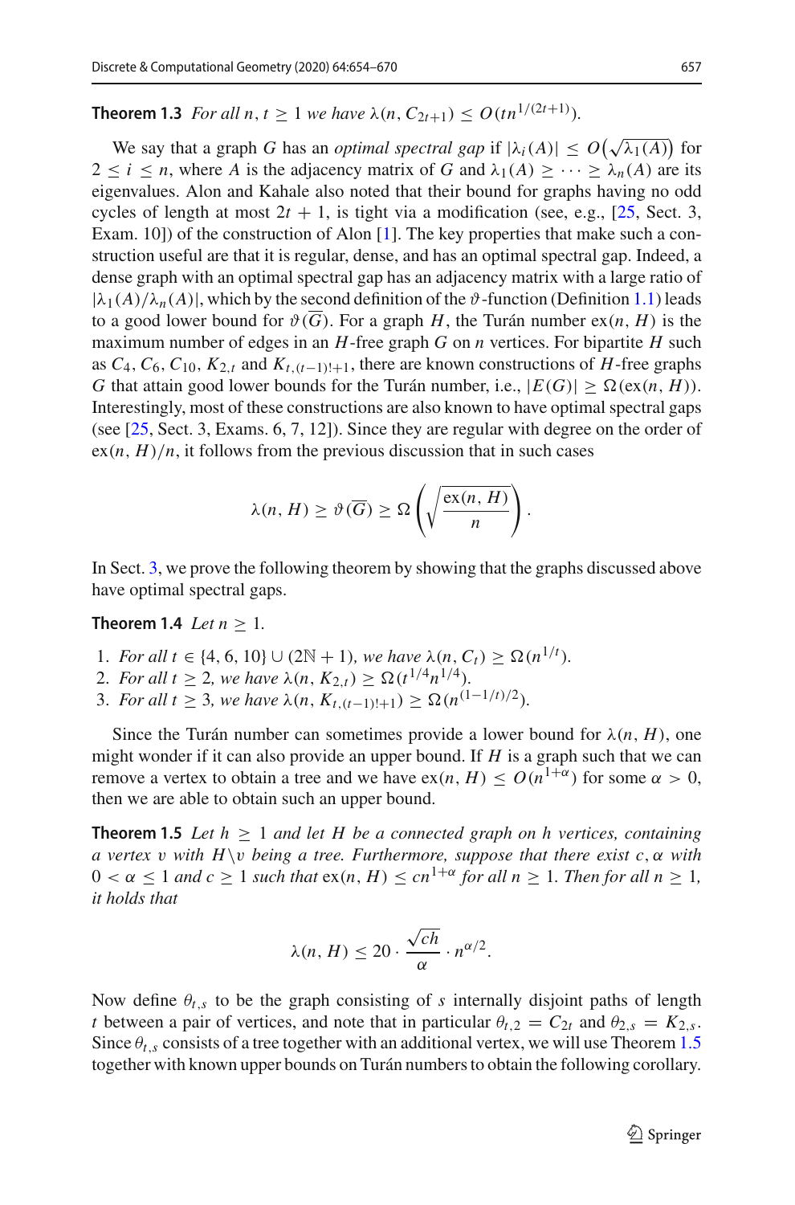**Theorem 1.3** *For all $n, t \geq 1$ we have $\lambda(n, C_{2t+1}) \leq O(tn^{1/(2t+1)})$.*

We say that a graph $G$ has an *optimal spectral gap* if $|\lambda_i(A)| \leq O\big(\sqrt{\lambda_1(A)}\big)$ for $2 \leq i \leq n$, where $A$ is the adjacency matrix of $G$ and $\lambda_1(A) \geq \cdots \geq \lambda_n(A)$ are its eigenvalues. Alon and Kahale also noted that their bound for graphs having no odd cycles of length at most $2t+1$, is tight via a modification (see, e.g., [25, Sect. 3, Exam. 10]) of the construction of Alon [1]. The key properties that make such a construction useful are that it is regular, dense, and has an optimal spectral gap. Indeed, a dense graph with an optimal spectral gap has an adjacency matrix with a large ratio of $|\lambda_1(A)/\lambda_n(A)|$, which by the second definition of the $\vartheta$-function (Definition 1.1) leads to a good lower bound for $\vartheta(\overline{G})$. For a graph $H$, the Turán number $\mathrm{ex}(n, H)$ is the maximum number of edges in an $H$-free graph $G$ on $n$ vertices. For bipartite $H$ such as $C_4, C_6, C_{10}, K_{2,t}$ and $K_{t,(t-1)!+1}$, there are known constructions of $H$-free graphs $G$ that attain good lower bounds for the Turán number, i.e., $|E(G)| \geq \Omega(\mathrm{ex}(n, H))$. Interestingly, most of these constructions are also known to have optimal spectral gaps (see [25, Sect. 3, Exams. 6, 7, 12]). Since they are regular with degree on the order of $\mathrm{ex}(n, H)/n$, it follows from the previous discussion that in such cases

$$\lambda(n, H) \geq \vartheta(\overline{G}) \geq \Omega\left(\sqrt{\frac{\mathrm{ex}(n, H)}{n}}\right).$$

In Sect. 3, we prove the following theorem by showing that the graphs discussed above have optimal spectral gaps.

**Theorem 1.4** *Let $n \geq 1$.*

1. *For all $t \in \{4, 6, 10\} \cup (2\mathbb{N}+1)$, we have $\lambda(n, C_t) \geq \Omega(n^{1/t})$.*
2. *For all $t \geq 2$, we have $\lambda(n, K_{2,t}) \geq \Omega(t^{1/4} n^{1/4})$.*
3. *For all $t \geq 3$, we have $\lambda(n, K_{t,(t-1)!+1}) \geq \Omega(n^{(1-1/t)/2})$.*

Since the Turán number can sometimes provide a lower bound for $\lambda(n, H)$, one might wonder if it can also provide an upper bound. If $H$ is a graph such that we can remove a vertex to obtain a tree and we have $\mathrm{ex}(n, H) \leq O(n^{1+\alpha})$ for some $\alpha > 0$, then we are able to obtain such an upper bound.

**Theorem 1.5** *Let $h \geq 1$ and let $H$ be a connected graph on $h$ vertices, containing a vertex $v$ with $H \backslash v$ being a tree. Furthermore, suppose that there exist $c, \alpha$ with $0 < \alpha \leq 1$ and $c \geq 1$ such that $\mathrm{ex}(n, H) \leq cn^{1+\alpha}$ for all $n \geq 1$. Then for all $n \geq 1$, it holds that*

$$\lambda(n, H) \leq 20 \cdot \frac{\sqrt{ch}}{\alpha} \cdot n^{\alpha/2}.$$

Now define $\theta_{t,s}$ to be the graph consisting of $s$ internally disjoint paths of length $t$ between a pair of vertices, and note that in particular $\theta_{t,2} = C_{2t}$ and $\theta_{2,s} = K_{2,s}$. Since $\theta_{t,s}$ consists of a tree together with an additional vertex, we will use Theorem 1.5 together with known upper bounds on Turán numbers to obtain the following corollary.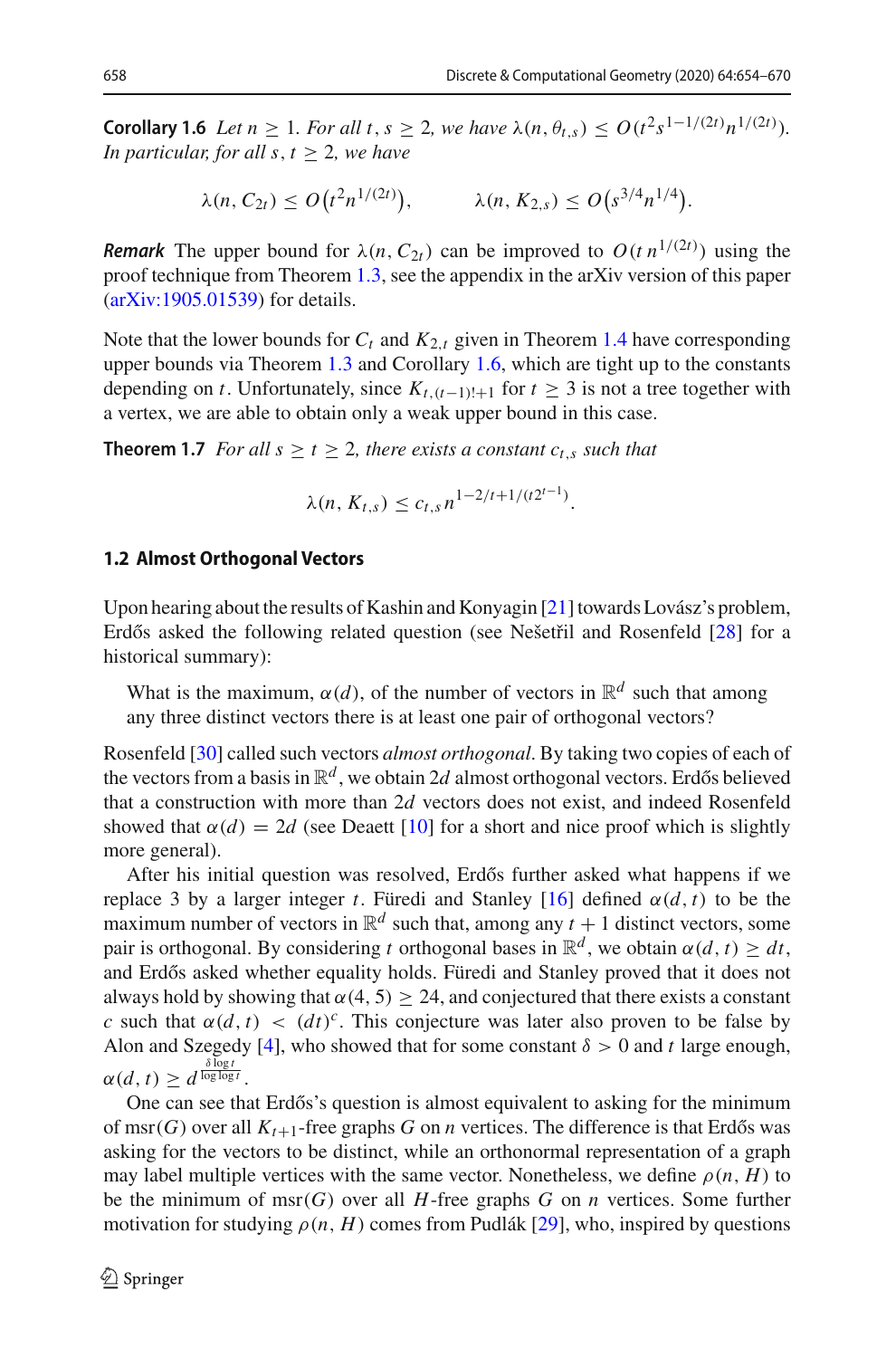**Corollary 1.6** *Let $n \geq 1$. For all $t, s \geq 2$, we have $\lambda(n, \theta_{t,s}) \leq O(t^2 s^{1-1/(2t)} n^{1/(2t)})$. In particular, for all $s, t \geq 2$, we have*

$$\lambda(n, C_{2t}) \leq O\big(t^2 n^{1/(2t)}\big), \qquad \lambda(n, K_{2,s}) \leq O\big(s^{3/4} n^{1/4}\big).$$

***Remark*** The upper bound for $\lambda(n, C_{2t})$ can be improved to $O(t\, n^{1/(2t)})$ using the proof technique from Theorem 1.3, see the appendix in the arXiv version of this paper (arXiv:1905.01539) for details.

Note that the lower bounds for $C_t$ and $K_{2,t}$ given in Theorem 1.4 have corresponding upper bounds via Theorem 1.3 and Corollary 1.6, which are tight up to the constants depending on $t$. Unfortunately, since $K_{t,(t-1)!+1}$ for $t \geq 3$ is not a tree together with a vertex, we are able to obtain only a weak upper bound in this case.

**Theorem 1.7** *For all $s \geq t \geq 2$, there exists a constant $c_{t,s}$ such that*

$$\lambda(n, K_{t,s}) \leq c_{t,s}\, n^{1-2/t+1/(t2^{t-1})}.$$

### 1.2 Almost Orthogonal Vectors

Upon hearing about the results of Kashin and Konyagin [21] towards Lovász's problem, Erdős asked the following related question (see Nešetřil and Rosenfeld [28] for a historical summary):

> What is the maximum, $\alpha(d)$, of the number of vectors in $\mathbb{R}^d$ such that among any three distinct vectors there is at least one pair of orthogonal vectors?

Rosenfeld [30] called such vectors *almost orthogonal*. By taking two copies of each of the vectors from a basis in $\mathbb{R}^d$, we obtain $2d$ almost orthogonal vectors. Erdős believed that a construction with more than $2d$ vectors does not exist, and indeed Rosenfeld showed that $\alpha(d) = 2d$ (see Deaett [10] for a short and nice proof which is slightly more general).

After his initial question was resolved, Erdős further asked what happens if we replace 3 by a larger integer $t$. Füredi and Stanley [16] defined $\alpha(d, t)$ to be the maximum number of vectors in $\mathbb{R}^d$ such that, among any $t + 1$ distinct vectors, some pair is orthogonal. By considering $t$ orthogonal bases in $\mathbb{R}^d$, we obtain $\alpha(d, t) \geq dt$, and Erdős asked whether equality holds. Füredi and Stanley proved that it does not always hold by showing that $\alpha(4, 5) \geq 24$, and conjectured that there exists a constant $c$ such that $\alpha(d, t) < (dt)^c$. This conjecture was later also proven to be false by Alon and Szegedy [4], who showed that for some constant $\delta > 0$ and $t$ large enough, $\alpha(d, t) \geq d^{\frac{\delta \log t}{\log\log t}}$.

One can see that Erdős's question is almost equivalent to asking for the minimum of $\mathrm{msr}(G)$ over all $K_{t+1}$-free graphs $G$ on $n$ vertices. The difference is that Erdős was asking for the vectors to be distinct, while an orthonormal representation of a graph may label multiple vertices with the same vector. Nonetheless, we define $\rho(n, H)$ to be the minimum of $\mathrm{msr}(G)$ over all $H$-free graphs $G$ on $n$ vertices. Some further motivation for studying $\rho(n, H)$ comes from Pudlák [29], who, inspired by questions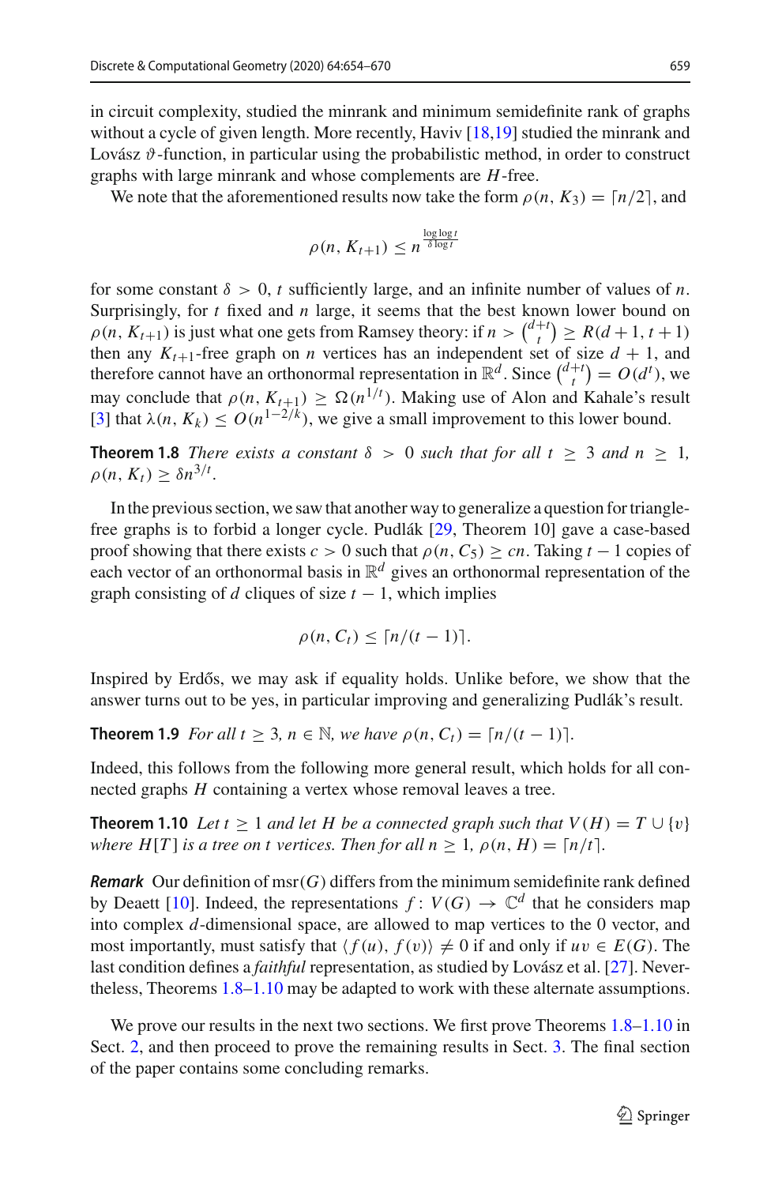in circuit complexity, studied the minrank and minimum semidefinite rank of graphs without a cycle of given length. More recently, Haviv [18,19] studied the minrank and Lovász $\vartheta$-function, in particular using the probabilistic method, in order to construct graphs with large minrank and whose complements are $H$-free.

We note that the aforementioned results now take the form $\rho(n, K_3) = \lceil n/2 \rceil$, and

$$\rho(n, K_{t+1}) \leq n^{\frac{\log \log t}{\delta \log t}}$$

for some constant $\delta > 0$, $t$ sufficiently large, and an infinite number of values of $n$. Surprisingly, for $t$ fixed and $n$ large, it seems that the best known lower bound on $\rho(n, K_{t+1})$ is just what one gets from Ramsey theory: if $n > \binom{d+t}{t} \geq R(d+1, t+1)$ then any $K_{t+1}$-free graph on $n$ vertices has an independent set of size $d+1$, and therefore cannot have an orthonormal representation in $\mathbb{R}^d$. Since $\binom{d+t}{t} = O(d^t)$, we may conclude that $\rho(n, K_{t+1}) \geq \Omega(n^{1/t})$. Making use of Alon and Kahale's result [3] that $\lambda(n, K_k) \leq O(n^{1-2/k})$, we give a small improvement to this lower bound.

**Theorem 1.8** *There exists a constant $\delta > 0$ such that for all $t \geq 3$ and $n \geq 1$, $\rho(n, K_t) \geq \delta n^{3/t}$.*

In the previous section, we saw that another way to generalize a question for triangle-free graphs is to forbid a longer cycle. Pudlák [29, Theorem 10] gave a case-based proof showing that there exists $c > 0$ such that $\rho(n, C_5) \geq cn$. Taking $t-1$ copies of each vector of an orthonormal basis in $\mathbb{R}^d$ gives an orthonormal representation of the graph consisting of $d$ cliques of size $t-1$, which implies

$$\rho(n, C_t) \leq \lceil n/(t-1) \rceil.$$

Inspired by Erdős, we may ask if equality holds. Unlike before, we show that the answer turns out to be yes, in particular improving and generalizing Pudlák's result.

**Theorem 1.9** *For all $t \geq 3$, $n \in \mathbb{N}$, we have $\rho(n, C_t) = \lceil n/(t-1) \rceil$.*

Indeed, this follows from the following more general result, which holds for all connected graphs $H$ containing a vertex whose removal leaves a tree.

**Theorem 1.10** *Let $t \geq 1$ and let $H$ be a connected graph such that $V(H) = T \cup \{v\}$ where $H[T]$ is a tree on $t$ vertices. Then for all $n \geq 1$, $\rho(n, H) = \lceil n/t \rceil$.*

***Remark*** Our definition of $\mathrm{msr}(G)$ differs from the minimum semidefinite rank defined by Deaett [10]. Indeed, the representations $f : V(G) \to \mathbb{C}^d$ that he considers map into complex $d$-dimensional space, are allowed to map vertices to the 0 vector, and most importantly, must satisfy that $\langle f(u), f(v) \rangle \neq 0$ if and only if $uv \in E(G)$. The last condition defines a *faithful* representation, as studied by Lovász et al. [27]. Nevertheless, Theorems 1.8–1.10 may be adapted to work with these alternate assumptions.

We prove our results in the next two sections. We first prove Theorems 1.8–1.10 in Sect. 2, and then proceed to prove the remaining results in Sect. 3. The final section of the paper contains some concluding remarks.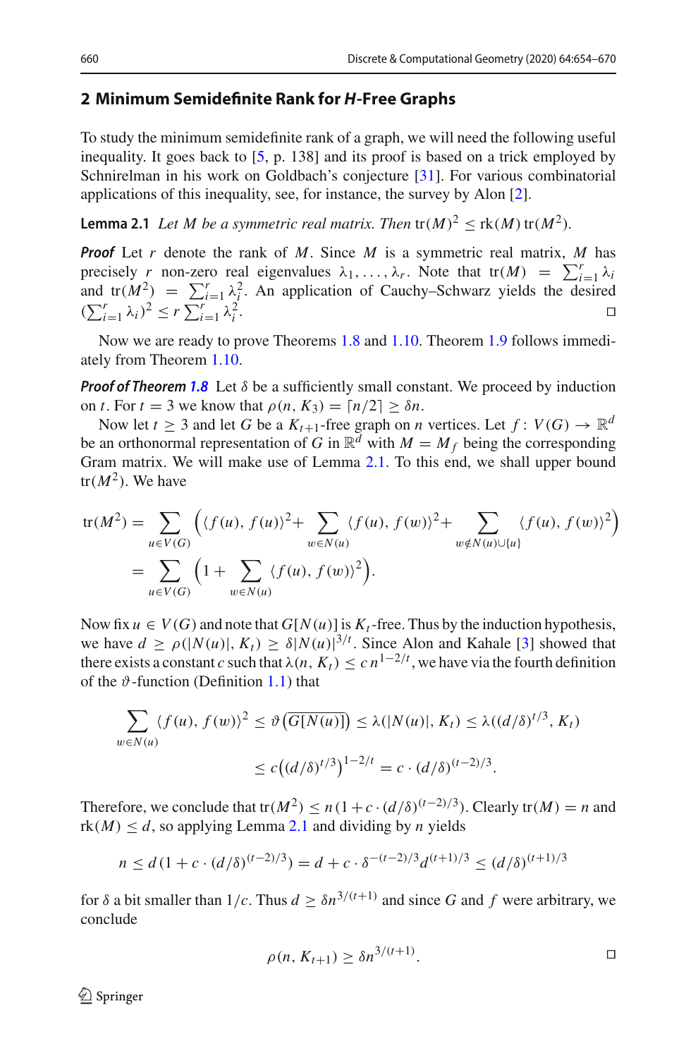## 2 Minimum Semidefinite Rank for *H*-Free Graphs

To study the minimum semidefinite rank of a graph, we will need the following useful inequality. It goes back to [5, p. 138] and its proof is based on a trick employed by Schnirelman in his work on Goldbach's conjecture [31]. For various combinatorial applications of this inequality, see, for instance, the survey by Alon [2].

**Lemma 2.1** *Let $M$ be a symmetric real matrix. Then $\operatorname{tr}(M)^2 \le \operatorname{rk}(M)\operatorname{tr}(M^2)$.*

***Proof*** Let $r$ denote the rank of $M$. Since $M$ is a symmetric real matrix, $M$ has precisely $r$ non-zero real eigenvalues $\lambda_1, \ldots, \lambda_r$. Note that $\operatorname{tr}(M) = \sum_{i=1}^r \lambda_i$ and $\operatorname{tr}(M^2) = \sum_{i=1}^r \lambda_i^2$. An application of Cauchy–Schwarz yields the desired $(\sum_{i=1}^r \lambda_i)^2 \le r \sum_{i=1}^r \lambda_i^2$. □

Now we are ready to prove Theorems 1.8 and 1.10. Theorem 1.9 follows immediately from Theorem 1.10.

***Proof of Theorem 1.8*** Let $\delta$ be a sufficiently small constant. We proceed by induction on $t$. For $t = 3$ we know that $\rho(n, K_3) = \lceil n/2 \rceil \ge \delta n$.

Now let $t \ge 3$ and let $G$ be a $K_{t+1}$-free graph on $n$ vertices. Let $f\colon V(G) \to \mathbb{R}^d$ be an orthonormal representation of $G$ in $\mathbb{R}^d$ with $M = M_f$ being the corresponding Gram matrix. We will make use of Lemma 2.1. To this end, we shall upper bound $\operatorname{tr}(M^2)$. We have

$$
\begin{aligned}
\operatorname{tr}(M^2) &= \sum_{u \in V(G)} \Big( \langle f(u), f(u)\rangle^2 + \sum_{w \in N(u)} \langle f(u), f(w)\rangle^2 + \sum_{w \notin N(u)\cup\{u\}} \langle f(u), f(w)\rangle^2 \Big) \\
&= \sum_{u \in V(G)} \Big( 1 + \sum_{w \in N(u)} \langle f(u), f(w)\rangle^2 \Big).
\end{aligned}
$$

Now fix $u \in V(G)$ and note that $G[N(u)]$ is $K_t$-free. Thus by the induction hypothesis, we have $d \ge \rho(|N(u)|, K_t) \ge \delta |N(u)|^{3/t}$. Since Alon and Kahale [3] showed that there exists a constant $c$ such that $\lambda(n, K_t) \le c\, n^{1-2/t}$, we have via the fourth definition of the $\vartheta$-function (Definition 1.1) that

$$
\begin{aligned}
\sum_{w \in N(u)} \langle f(u), f(w)\rangle^2 &\le \vartheta\big(\overline{G[N(u)]}\big) \le \lambda(|N(u)|, K_t) \le \lambda((d/\delta)^{t/3}, K_t) \\
&\le c\big((d/\delta)^{t/3}\big)^{1-2/t} = c \cdot (d/\delta)^{(t-2)/3}.
\end{aligned}
$$

Therefore, we conclude that $\operatorname{tr}(M^2) \le n(1 + c \cdot (d/\delta)^{(t-2)/3})$. Clearly $\operatorname{tr}(M) = n$ and $\operatorname{rk}(M) \le d$, so applying Lemma 2.1 and dividing by $n$ yields

$$
n \le d(1 + c \cdot (d/\delta)^{(t-2)/3}) = d + c \cdot \delta^{-(t-2)/3} d^{(t+1)/3} \le (d/\delta)^{(t+1)/3}
$$

for $\delta$ a bit smaller than $1/c$. Thus $d \ge \delta n^{3/(t+1)}$ and since $G$ and $f$ were arbitrary, we conclude

$$
\rho(n, K_{t+1}) \ge \delta n^{3/(t+1)}.
$$

□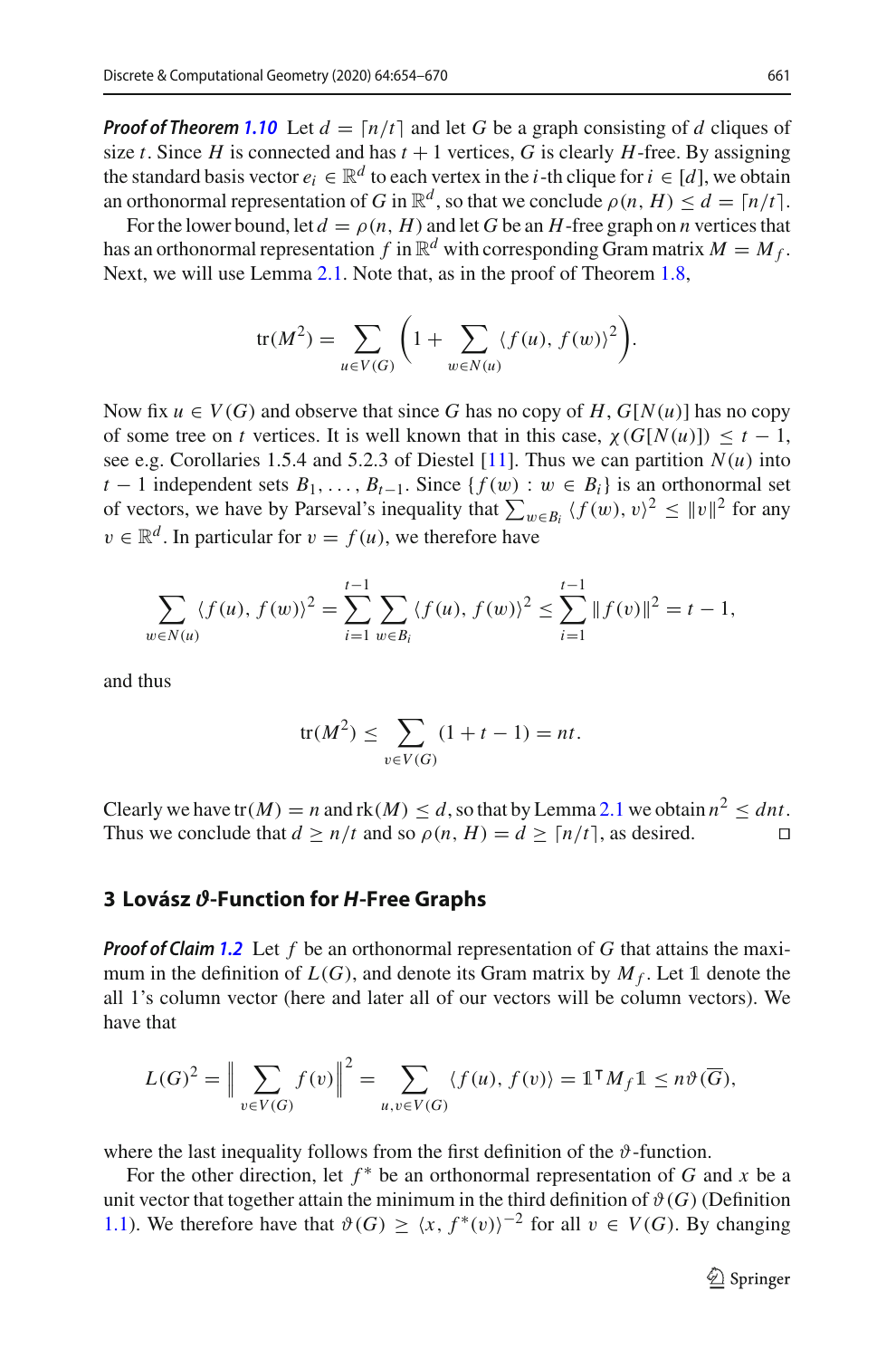***Proof of Theorem 1.10*** Let $d = \lceil n/t \rceil$ and let $G$ be a graph consisting of $d$ cliques of size $t$. Since $H$ is connected and has $t+1$ vertices, $G$ is clearly $H$-free. By assigning the standard basis vector $e_i \in \mathbb{R}^d$ to each vertex in the $i$-th clique for $i \in [d]$, we obtain an orthonormal representation of $G$ in $\mathbb{R}^d$, so that we conclude $\rho(n, H) \leq d = \lceil n/t \rceil$.

For the lower bound, let $d = \rho(n, H)$ and let $G$ be an $H$-free graph on $n$ vertices that has an orthonormal representation $f$ in $\mathbb{R}^d$ with corresponding Gram matrix $M = M_f$. Next, we will use Lemma 2.1. Note that, as in the proof of Theorem 1.8,

$$\mathrm{tr}(M^2) = \sum_{u \in V(G)} \left( 1 + \sum_{w \in N(u)} \langle f(u), f(w) \rangle^2 \right).$$

Now fix $u \in V(G)$ and observe that since $G$ has no copy of $H$, $G[N(u)]$ has no copy of some tree on $t$ vertices. It is well known that in this case, $\chi(G[N(u)]) \leq t-1$, see e.g. Corollaries 1.5.4 and 5.2.3 of Diestel [11]. Thus we can partition $N(u)$ into $t-1$ independent sets $B_1, \ldots, B_{t-1}$. Since $\{f(w) : w \in B_i\}$ is an orthonormal set of vectors, we have by Parseval's inequality that $\sum_{w \in B_i} \langle f(w), v \rangle^2 \leq \|v\|^2$ for any $v \in \mathbb{R}^d$. In particular for $v = f(u)$, we therefore have

$$\sum_{w \in N(u)} \langle f(u), f(w) \rangle^2 = \sum_{i=1}^{t-1} \sum_{w \in B_i} \langle f(u), f(w) \rangle^2 \leq \sum_{i=1}^{t-1} \|f(v)\|^2 = t-1,$$

and thus

$$\mathrm{tr}(M^2) \leq \sum_{v \in V(G)} (1 + t - 1) = nt.$$

Clearly we have $\mathrm{tr}(M) = n$ and $\mathrm{rk}(M) \leq d$, so that by Lemma 2.1 we obtain $n^2 \leq dnt$. Thus we conclude that $d \geq n/t$ and so $\rho(n, H) = d \geq \lceil n/t \rceil$, as desired. □

## 3 Lovász $\vartheta$-Function for *H*-Free Graphs

***Proof of Claim 1.2*** Let $f$ be an orthonormal representation of $G$ that attains the maximum in the definition of $L(G)$, and denote its Gram matrix by $M_f$. Let $\mathbb{1}$ denote the all 1's column vector (here and later all of our vectors will be column vectors). We have that

$$L(G)^2 = \Big\| \sum_{v \in V(G)} f(v) \Big\|^2 = \sum_{u, v \in V(G)} \langle f(u), f(v) \rangle = \mathbb{1}^\intercal M_f \mathbb{1} \leq n\vartheta(\overline{G}),$$

where the last inequality follows from the first definition of the $\vartheta$-function.

For the other direction, let $f^*$ be an orthonormal representation of $G$ and $x$ be a unit vector that together attain the minimum in the third definition of $\vartheta(G)$ (Definition 1.1). We therefore have that $\vartheta(G) \geq \langle x, f^*(v) \rangle^{-2}$ for all $v \in V(G)$. By changing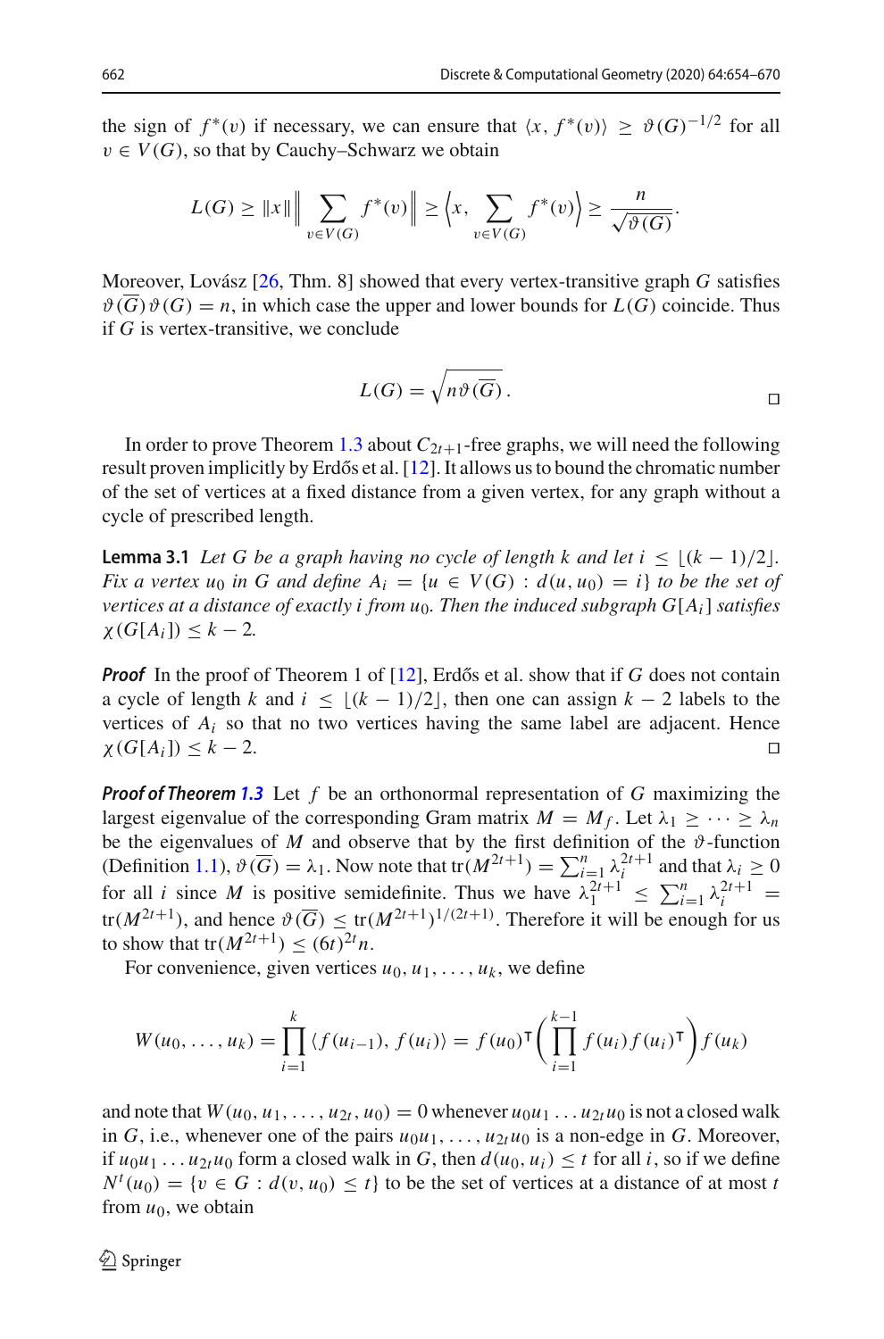the sign of $f^*(v)$ if necessary, we can ensure that $\langle x, f^*(v)\rangle \geq \vartheta(G)^{-1/2}$ for all $v \in V(G)$, so that by Cauchy–Schwarz we obtain

$$L(G) \geq \|x\| \Big\| \sum_{v\in V(G)} f^*(v) \Big\| \geq \Big\langle x, \sum_{v\in V(G)} f^*(v) \Big\rangle \geq \frac{n}{\sqrt{\vartheta(G)}}.$$

Moreover, Lovász [26, Thm. 8] showed that every vertex-transitive graph $G$ satisfies $\vartheta(\overline{G})\vartheta(G) = n$, in which case the upper and lower bounds for $L(G)$ coincide. Thus if $G$ is vertex-transitive, we conclude

$$L(G) = \sqrt{n\vartheta(\overline{G})}\,. \qquad \square$$

In order to prove Theorem 1.3 about $C_{2t+1}$-free graphs, we will need the following result proven implicitly by Erdős et al. [12]. It allows us to bound the chromatic number of the set of vertices at a fixed distance from a given vertex, for any graph without a cycle of prescribed length.

**Lemma 3.1** *Let $G$ be a graph having no cycle of length $k$ and let $i \leq \lfloor (k-1)/2 \rfloor$. Fix a vertex $u_0$ in $G$ and define $A_i = \{u \in V(G) : d(u, u_0) = i\}$ to be the set of vertices at a distance of exactly $i$ from $u_0$. Then the induced subgraph $G[A_i]$ satisfies $\chi(G[A_i]) \leq k-2$.*

***Proof*** In the proof of Theorem 1 of [12], Erdős et al. show that if $G$ does not contain a cycle of length $k$ and $i \leq \lfloor (k-1)/2 \rfloor$, then one can assign $k-2$ labels to the vertices of $A_i$ so that no two vertices having the same label are adjacent. Hence $\chi(G[A_i]) \leq k-2$. $\square$

***Proof of Theorem 1.3*** Let $f$ be an orthonormal representation of $G$ maximizing the largest eigenvalue of the corresponding Gram matrix $M = M_f$. Let $\lambda_1 \geq \cdots \geq \lambda_n$ be the eigenvalues of $M$ and observe that by the first definition of the $\vartheta$-function (Definition 1.1), $\vartheta(\overline{G}) = \lambda_1$. Now note that $\operatorname{tr}(M^{2t+1}) = \sum_{i=1}^n \lambda_i^{2t+1}$ and that $\lambda_i \geq 0$ for all $i$ since $M$ is positive semidefinite. Thus we have $\lambda_1^{2t+1} \leq \sum_{i=1}^n \lambda_i^{2t+1} = \operatorname{tr}(M^{2t+1})$, and hence $\vartheta(\overline{G}) \leq \operatorname{tr}(M^{2t+1})^{1/(2t+1)}$. Therefore it will be enough for us to show that $\operatorname{tr}(M^{2t+1}) \leq (6t)^{2t} n$.

For convenience, given vertices $u_0, u_1, \ldots, u_k$, we define

$$W(u_0, \ldots, u_k) = \prod_{i=1}^{k} \langle f(u_{i-1}), f(u_i)\rangle = f(u_0)^\intercal \Bigg( \prod_{i=1}^{k-1} f(u_i) f(u_i)^\intercal \Bigg) f(u_k)$$

and note that $W(u_0, u_1, \ldots, u_{2t}, u_0) = 0$ whenever $u_0 u_1 \ldots u_{2t} u_0$ is not a closed walk in $G$, i.e., whenever one of the pairs $u_0 u_1, \ldots, u_{2t} u_0$ is a non-edge in $G$. Moreover, if $u_0 u_1 \ldots u_{2t} u_0$ form a closed walk in $G$, then $d(u_0, u_i) \leq t$ for all $i$, so if we define $N^t(u_0) = \{v \in G : d(v, u_0) \leq t\}$ to be the set of vertices at a distance of at most $t$ from $u_0$, we obtain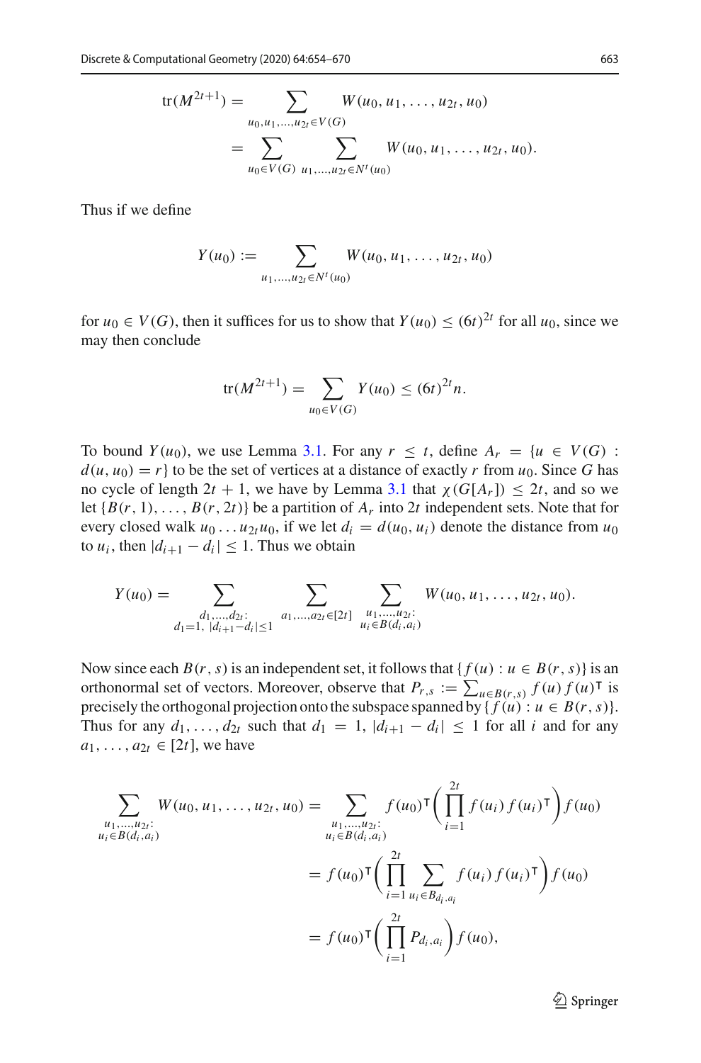$$
\begin{aligned}
\operatorname{tr}(M^{2t+1}) &= \sum_{u_0,u_1,\ldots,u_{2t}\in V(G)} W(u_0,u_1,\ldots,u_{2t},u_0) \\
&= \sum_{u_0\in V(G)} \sum_{u_1,\ldots,u_{2t}\in N^t(u_0)} W(u_0,u_1,\ldots,u_{2t},u_0).
\end{aligned}
$$

Thus if we define

$$
Y(u_0) := \sum_{u_1,\ldots,u_{2t}\in N^t(u_0)} W(u_0,u_1,\ldots,u_{2t},u_0)
$$

for $u_0 \in V(G)$, then it suffices for us to show that $Y(u_0) \le (6t)^{2t}$ for all $u_0$, since we may then conclude

$$
\operatorname{tr}(M^{2t+1}) = \sum_{u_0\in V(G)} Y(u_0) \le (6t)^{2t} n.
$$

To bound $Y(u_0)$, we use Lemma 3.1. For any $r \le t$, define $A_r = \{u \in V(G) : d(u,u_0) = r\}$ to be the set of vertices at a distance of exactly $r$ from $u_0$. Since $G$ has no cycle of length $2t+1$, we have by Lemma 3.1 that $\chi(G[A_r]) \le 2t$, and so we let $\{B(r,1),\ldots,B(r,2t)\}$ be a partition of $A_r$ into $2t$ independent sets. Note that for every closed walk $u_0 \ldots u_{2t}u_0$, if we let $d_i = d(u_0,u_i)$ denote the distance from $u_0$ to $u_i$, then $|d_{i+1} - d_i| \le 1$. Thus we obtain

$$
Y(u_0) = \sum_{\substack{d_1,\ldots,d_{2t}:\\ d_1=1,\ |d_{i+1}-d_i|\le 1}} \sum_{a_1,\ldots,a_{2t}\in[2t]} \sum_{\substack{u_1,\ldots,u_{2t}:\\ u_i\in B(d_i,a_i)}} W(u_0,u_1,\ldots,u_{2t},u_0).
$$

Now since each $B(r,s)$ is an independent set, it follows that $\{f(u) : u \in B(r,s)\}$ is an orthonormal set of vectors. Moreover, observe that $P_{r,s} := \sum_{u\in B(r,s)} f(u)f(u)^{\intercal}$ is precisely the orthogonal projection onto the subspace spanned by $\{f(u) : u \in B(r,s)\}$. Thus for any $d_1,\ldots,d_{2t}$ such that $d_1 = 1$, $|d_{i+1} - d_i| \le 1$ for all $i$ and for any $a_1,\ldots,a_{2t} \in [2t]$, we have

$$
\begin{aligned}
\sum_{\substack{u_1,\ldots,u_{2t}:\\ u_i\in B(d_i,a_i)}} W(u_0,u_1,\ldots,u_{2t},u_0) &= \sum_{\substack{u_1,\ldots,u_{2t}:\\ u_i\in B(d_i,a_i)}} f(u_0)^{\intercal}\Bigg(\prod_{i=1}^{2t} f(u_i)f(u_i)^{\intercal}\Bigg)f(u_0) \\
&= f(u_0)^{\intercal}\Bigg(\prod_{i=1}^{2t} \sum_{u_i\in B_{d_i,a_i}} f(u_i)f(u_i)^{\intercal}\Bigg)f(u_0) \\
&= f(u_0)^{\intercal}\Bigg(\prod_{i=1}^{2t} P_{d_i,a_i}\Bigg)f(u_0),
\end{aligned}
$$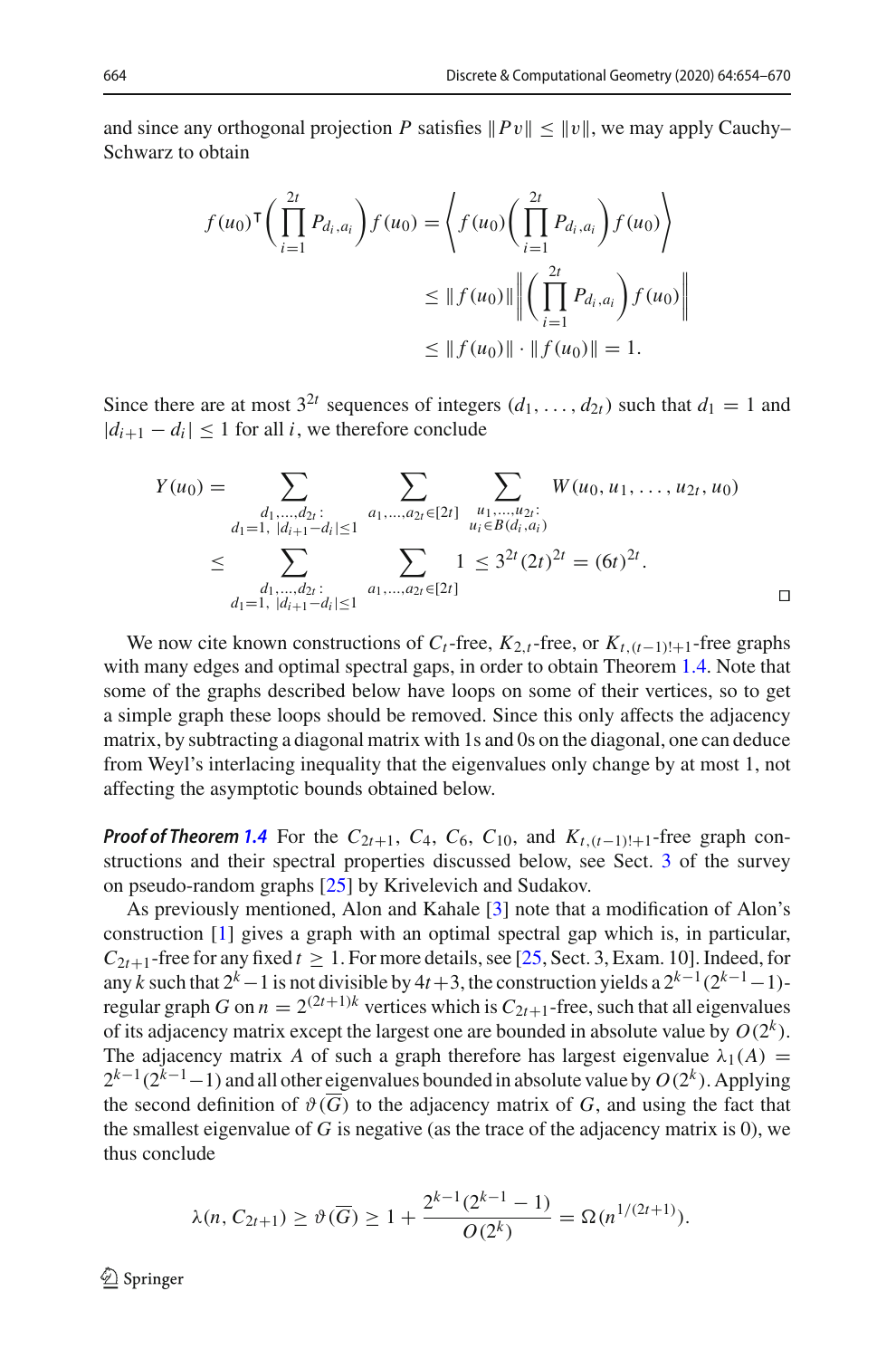and since any orthogonal projection $P$ satisfies $\|Pv\| \le \|v\|$, we may apply Cauchy–Schwarz to obtain

$$
\begin{aligned}
f(u_0)^{\mathsf{T}}\Bigg(\prod_{i=1}^{2t} P_{d_i,a_i}\Bigg) f(u_0) &= \Bigg\langle f(u_0)\Bigg(\prod_{i=1}^{2t} P_{d_i,a_i}\Bigg) f(u_0)\Bigg\rangle \\
&\le \|f(u_0)\| \Bigg\| \Bigg(\prod_{i=1}^{2t} P_{d_i,a_i}\Bigg) f(u_0)\Bigg\| \\
&\le \|f(u_0)\| \cdot \|f(u_0)\| = 1.
\end{aligned}
$$

Since there are at most $3^{2t}$ sequences of integers $(d_1, \ldots, d_{2t})$ such that $d_1 = 1$ and $|d_{i+1} - d_i| \le 1$ for all $i$, we therefore conclude

$$
\begin{aligned}
Y(u_0) &= \sum_{\substack{d_1,\ldots,d_{2t}:\\ d_1=1,\ |d_{i+1}-d_i|\le 1}} \ \sum_{a_1,\ldots,a_{2t}\in[2t]} \ \sum_{\substack{u_1,\ldots,u_{2t}:\\ u_i\in B(d_i,a_i)}} W(u_0,u_1,\ldots,u_{2t},u_0) \\
&\le \sum_{\substack{d_1,\ldots,d_{2t}:\\ d_1=1,\ |d_{i+1}-d_i|\le 1}} \ \sum_{a_1,\ldots,a_{2t}\in[2t]} 1 \le 3^{2t}(2t)^{2t} = (6t)^{2t}.
\end{aligned}
$$

□

We now cite known constructions of $C_t$-free, $K_{2,t}$-free, or $K_{t,(t-1)!+1}$-free graphs with many edges and optimal spectral gaps, in order to obtain Theorem 1.4. Note that some of the graphs described below have loops on some of their vertices, so to get a simple graph these loops should be removed. Since this only affects the adjacency matrix, by subtracting a diagonal matrix with 1s and 0s on the diagonal, one can deduce from Weyl's interlacing inequality that the eigenvalues only change by at most 1, not affecting the asymptotic bounds obtained below.

***Proof of Theorem 1.4*** For the $C_{2t+1}$, $C_4$, $C_6$, $C_{10}$, and $K_{t,(t-1)!+1}$-free graph constructions and their spectral properties discussed below, see Sect. 3 of the survey on pseudo-random graphs [25] by Krivelevich and Sudakov.

As previously mentioned, Alon and Kahale [3] note that a modification of Alon's construction [1] gives a graph with an optimal spectral gap which is, in particular, $C_{2t+1}$-free for any fixed $t \ge 1$. For more details, see [25, Sect. 3, Exam. 10]. Indeed, for any $k$ such that $2^k - 1$ is not divisible by $4t+3$, the construction yields a $2^{k-1}(2^{k-1}-1)$-regular graph $G$ on $n = 2^{(2t+1)k}$ vertices which is $C_{2t+1}$-free, such that all eigenvalues of its adjacency matrix except the largest one are bounded in absolute value by $O(2^k)$. The adjacency matrix $A$ of such a graph therefore has largest eigenvalue $\lambda_1(A) = 2^{k-1}(2^{k-1}-1)$ and all other eigenvalues bounded in absolute value by $O(2^k)$. Applying the second definition of $\vartheta(\overline{G})$ to the adjacency matrix of $G$, and using the fact that the smallest eigenvalue of $G$ is negative (as the trace of the adjacency matrix is 0), we thus conclude

$$
\lambda(n, C_{2t+1}) \ge \vartheta(\overline{G}) \ge 1 + \frac{2^{k-1}(2^{k-1}-1)}{O(2^k)} = \Omega(n^{1/(2t+1)}).
$$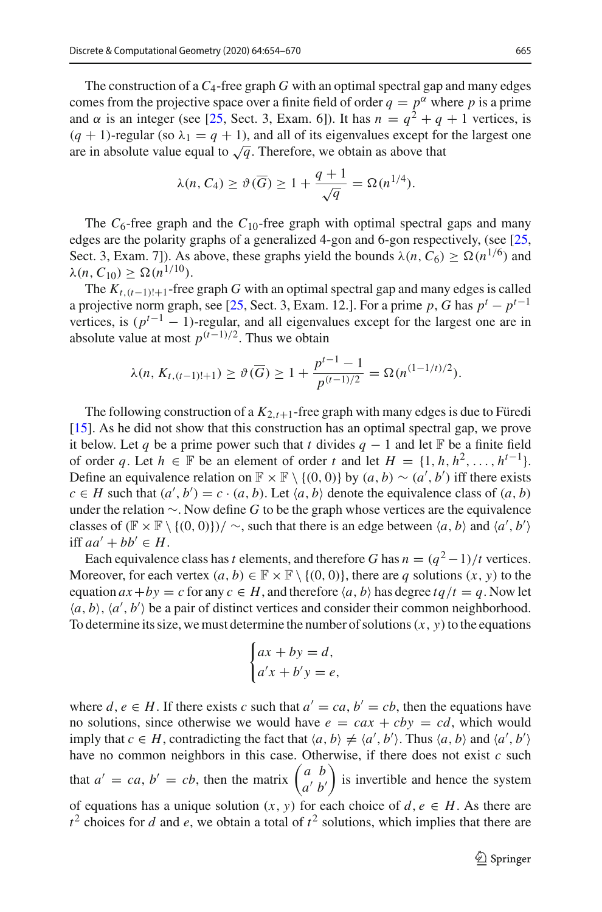The construction of a $C_4$-free graph $G$ with an optimal spectral gap and many edges comes from the projective space over a finite field of order $q = p^\alpha$ where $p$ is a prime and $\alpha$ is an integer (see [25, Sect. 3, Exam. 6]). It has $n = q^2 + q + 1$ vertices, is $(q + 1)$-regular (so $\lambda_1 = q + 1$), and all of its eigenvalues except for the largest one are in absolute value equal to $\sqrt{q}$. Therefore, we obtain as above that

$$\lambda(n, C_4) \geq \vartheta(\overline{G}) \geq 1 + \frac{q+1}{\sqrt{q}} = \Omega(n^{1/4}).$$

The $C_6$-free graph and the $C_{10}$-free graph with optimal spectral gaps and many edges are the polarity graphs of a generalized 4-gon and 6-gon respectively, (see [25, Sect. 3, Exam. 7]). As above, these graphs yield the bounds $\lambda(n, C_6) \geq \Omega(n^{1/6})$ and $\lambda(n, C_{10}) \geq \Omega(n^{1/10})$.

The $K_{t,(t-1)!+1}$-free graph $G$ with an optimal spectral gap and many edges is called a projective norm graph, see [25, Sect. 3, Exam. 12.]. For a prime $p$, $G$ has $p^t - p^{t-1}$ vertices, is $(p^{t-1} - 1)$-regular, and all eigenvalues except for the largest one are in absolute value at most $p^{(t-1)/2}$. Thus we obtain

$$\lambda(n, K_{t,(t-1)!+1}) \geq \vartheta(\overline{G}) \geq 1 + \frac{p^{t-1} - 1}{p^{(t-1)/2}} = \Omega(n^{(1-1/t)/2}).$$

The following construction of a $K_{2,t+1}$-free graph with many edges is due to Füredi [15]. As he did not show that this construction has an optimal spectral gap, we prove it below. Let $q$ be a prime power such that $t$ divides $q - 1$ and let $\mathbb{F}$ be a finite field of order $q$. Let $h \in \mathbb{F}$ be an element of order $t$ and let $H = \{1, h, h^2, \ldots, h^{t-1}\}$. Define an equivalence relation on $\mathbb{F} \times \mathbb{F} \setminus \{(0, 0)\}$ by $(a, b) \sim (a', b')$ iff there exists $c \in H$ such that $(a', b') = c \cdot (a, b)$. Let $\langle a, b\rangle$ denote the equivalence class of $(a, b)$ under the relation $\sim$. Now define $G$ to be the graph whose vertices are the equivalence classes of $(\mathbb{F} \times \mathbb{F} \setminus \{(0, 0)\})/\sim$, such that there is an edge between $\langle a, b\rangle$ and $\langle a', b'\rangle$ iff $aa' + bb' \in H$.

Each equivalence class has $t$ elements, and therefore $G$ has $n = (q^2-1)/t$ vertices. Moreover, for each vertex $(a, b) \in \mathbb{F} \times \mathbb{F} \setminus \{(0, 0)\}$, there are $q$ solutions $(x, y)$ to the equation $ax+by = c$ for any $c \in H$, and therefore $\langle a, b\rangle$ has degree $tq/t = q$. Now let $\langle a, b\rangle$, $\langle a', b'\rangle$ be a pair of distinct vertices and consider their common neighborhood. To determine its size, we must determine the number of solutions $(x, y)$ to the equations

$$\begin{cases} ax + by = d, \\ a'x + b'y = e, \end{cases}$$

where $d, e \in H$. If there exists $c$ such that $a' = ca$, $b' = cb$, then the equations have no solutions, since otherwise we would have $e = cax + cby = cd$, which would imply that $c \in H$, contradicting the fact that $\langle a, b\rangle \neq \langle a', b'\rangle$. Thus $\langle a, b\rangle$ and $\langle a', b'\rangle$ have no common neighbors in this case. Otherwise, if there does not exist $c$ such that $a' = ca$, $b' = cb$, then the matrix $\begin{pmatrix} a & b \\ a' & b' \end{pmatrix}$ is invertible and hence the system of equations has a unique solution $(x, y)$ for each choice of $d, e \in H$. As there are $t^2$ choices for $d$ and $e$, we obtain a total of $t^2$ solutions, which implies that there are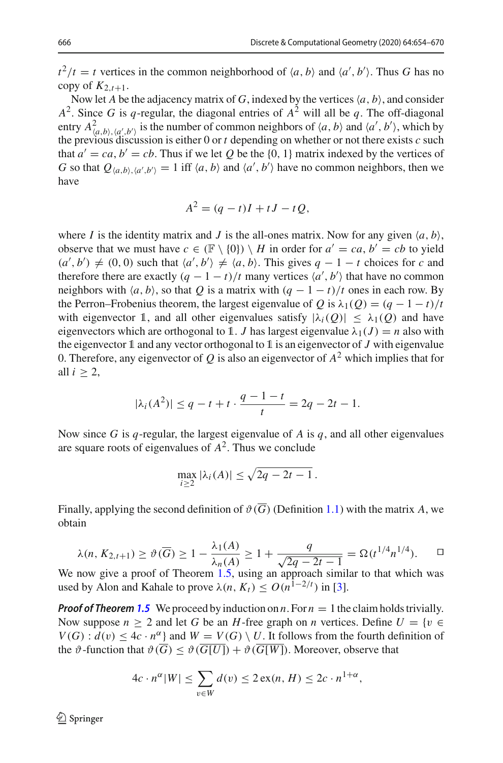$t^2/t = t$ vertices in the common neighborhood of $\langle a, b\rangle$ and $\langle a', b'\rangle$. Thus $G$ has no copy of $K_{2,t+1}$.

Now let $A$ be the adjacency matrix of $G$, indexed by the vertices $\langle a, b\rangle$, and consider $A^2$. Since $G$ is $q$-regular, the diagonal entries of $A^2$ will all be $q$. The off-diagonal entry $A^2_{\langle a,b\rangle,\langle a',b'\rangle}$ is the number of common neighbors of $\langle a, b\rangle$ and $\langle a', b'\rangle$, which by the previous discussion is either 0 or $t$ depending on whether or not there exists $c$ such that $a' = ca$, $b' = cb$. Thus if we let $Q$ be the $\{0, 1\}$ matrix indexed by the vertices of $G$ so that $Q_{\langle a,b\rangle,\langle a',b'\rangle} = 1$ iff $\langle a, b\rangle$ and $\langle a', b'\rangle$ have no common neighbors, then we have

$$A^2 = (q - t)I + tJ - tQ,$$

where $I$ is the identity matrix and $J$ is the all-ones matrix. Now for any given $\langle a, b\rangle$, observe that we must have $c \in (\mathbb{F} \setminus \{0\}) \setminus H$ in order for $a' = ca$, $b' = cb$ to yield $(a', b') \neq (0, 0)$ such that $\langle a', b'\rangle \neq \langle a, b\rangle$. This gives $q - 1 - t$ choices for $c$ and therefore there are exactly $(q - 1 - t)/t$ many vertices $\langle a', b'\rangle$ that have no common neighbors with $\langle a, b\rangle$, so that $Q$ is a matrix with $(q - 1 - t)/t$ ones in each row. By the Perron–Frobenius theorem, the largest eigenvalue of $Q$ is $\lambda_1(Q) = (q - 1 - t)/t$ with eigenvector $\mathbb{1}$, and all other eigenvalues satisfy $|\lambda_i(Q)| \leq \lambda_1(Q)$ and have eigenvectors which are orthogonal to $\mathbb{1}$. $J$ has largest eigenvalue $\lambda_1(J) = n$ also with the eigenvector $\mathbb{1}$ and any vector orthogonal to $\mathbb{1}$ is an eigenvector of $J$ with eigenvalue 0. Therefore, any eigenvector of $Q$ is also an eigenvector of $A^2$ which implies that for all $i \geq 2$,

$$|\lambda_i(A^2)| \leq q - t + t \cdot \frac{q - 1 - t}{t} = 2q - 2t - 1.$$

Now since $G$ is $q$-regular, the largest eigenvalue of $A$ is $q$, and all other eigenvalues are square roots of eigenvalues of $A^2$. Thus we conclude

$$\max_{i \geq 2} |\lambda_i(A)| \leq \sqrt{2q - 2t - 1}\,.$$

Finally, applying the second definition of $\vartheta(\overline{G})$ (Definition 1.1) with the matrix $A$, we obtain

$$\lambda(n, K_{2,t+1}) \geq \vartheta(\overline{G}) \geq 1 - \frac{\lambda_1(A)}{\lambda_n(A)} \geq 1 + \frac{q}{\sqrt{2q - 2t - 1}} = \Omega(t^{1/4}n^{1/4}). \qquad \square$$

We now give a proof of Theorem 1.5, using an approach similar to that which was used by Alon and Kahale to prove $\lambda(n, K_t) \leq O(n^{1-2/t})$ in [3].

***Proof of Theorem 1.5*** We proceed by induction on $n$. For $n = 1$ the claim holds trivially. Now suppose $n \geq 2$ and let $G$ be an $H$-free graph on $n$ vertices. Define $U = \{v \in V(G) : d(v) \leq 4c \cdot n^{\alpha}\}$ and $W = V(G) \setminus U$. It follows from the fourth definition of the $\vartheta$-function that $\vartheta(\overline{G}) \leq \vartheta(\overline{G[U]}) + \vartheta(\overline{G[W]})$. Moreover, observe that

$$4c \cdot n^{\alpha}|W| \leq \sum_{v \in W} d(v) \leq 2\,\mathrm{ex}(n, H) \leq 2c \cdot n^{1+\alpha},$$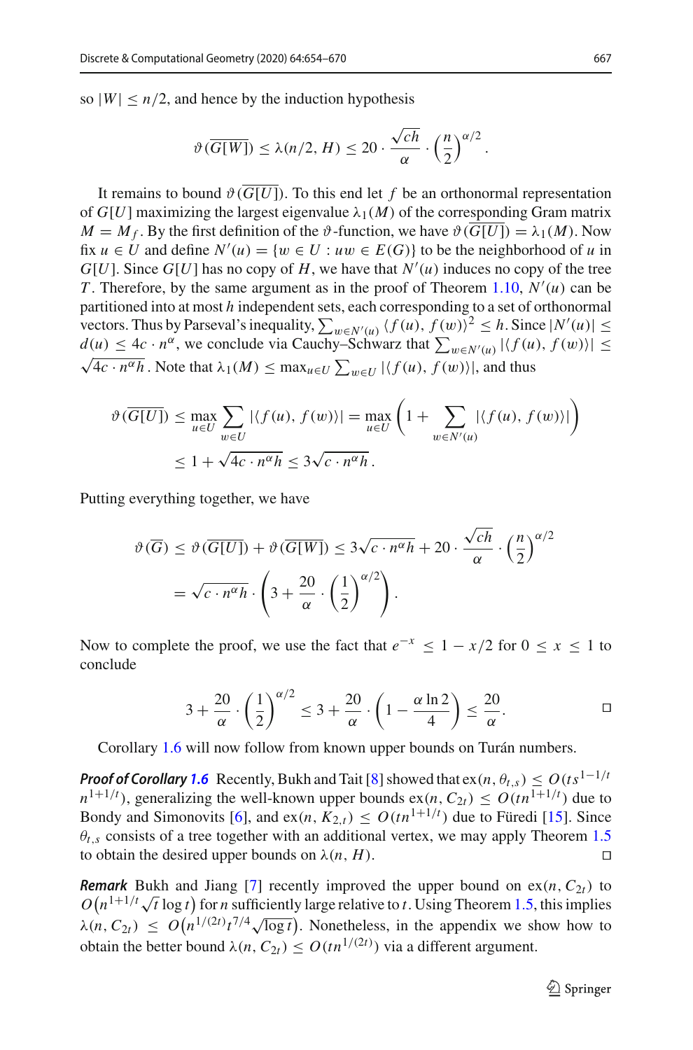so $|W| \leq n/2$, and hence by the induction hypothesis

$$\vartheta(\overline{G[W]}) \leq \lambda(n/2, H) \leq 20 \cdot \frac{\sqrt{ch}}{\alpha} \cdot \left(\frac{n}{2}\right)^{\alpha/2}.$$

It remains to bound $\vartheta(\overline{G[U]})$. To this end let $f$ be an orthonormal representation of $G[U]$ maximizing the largest eigenvalue $\lambda_1(M)$ of the corresponding Gram matrix $M = M_f$. By the first definition of the $\vartheta$-function, we have $\vartheta(\overline{G[U]}) = \lambda_1(M)$. Now fix $u \in U$ and define $N'(u) = \{w \in U : uw \in E(G)\}$ to be the neighborhood of $u$ in $G[U]$. Since $G[U]$ has no copy of $H$, we have that $N'(u)$ induces no copy of the tree $T$. Therefore, by the same argument as in the proof of Theorem 1.10, $N'(u)$ can be partitioned into at most $h$ independent sets, each corresponding to a set of orthonormal vectors. Thus by Parseval's inequality, $\sum_{w \in N'(u)} \langle f(u), f(w)\rangle^2 \leq h$. Since $|N'(u)| \leq d(u) \leq 4c \cdot n^\alpha$, we conclude via Cauchy–Schwarz that $\sum_{w \in N'(u)} |\langle f(u), f(w)\rangle| \leq \sqrt{4c \cdot n^\alpha h}$. Note that $\lambda_1(M) \leq \max_{u \in U} \sum_{w \in U} |\langle f(u), f(w)\rangle|$, and thus

$$\begin{aligned}
\vartheta(\overline{G[U]}) &\leq \max_{u \in U} \sum_{w \in U} |\langle f(u), f(w)\rangle| = \max_{u \in U} \left(1 + \sum_{w \in N'(u)} |\langle f(u), f(w)\rangle|\right) \\
&\leq 1 + \sqrt{4c \cdot n^\alpha h} \leq 3\sqrt{c \cdot n^\alpha h}.
\end{aligned}$$

Putting everything together, we have

$$\begin{aligned}
\vartheta(\overline{G}) &\leq \vartheta(\overline{G[U]}) + \vartheta(\overline{G[W]}) \leq 3\sqrt{c \cdot n^\alpha h} + 20 \cdot \frac{\sqrt{ch}}{\alpha} \cdot \left(\frac{n}{2}\right)^{\alpha/2} \\
&= \sqrt{c \cdot n^\alpha h} \cdot \left(3 + \frac{20}{\alpha} \cdot \left(\frac{1}{2}\right)^{\alpha/2}\right).
\end{aligned}$$

Now to complete the proof, we use the fact that $e^{-x} \leq 1 - x/2$ for $0 \leq x \leq 1$ to conclude

$$3 + \frac{20}{\alpha} \cdot \left(\frac{1}{2}\right)^{\alpha/2} \leq 3 + \frac{20}{\alpha} \cdot \left(1 - \frac{\alpha \ln 2}{4}\right) \leq \frac{20}{\alpha}. \qquad \square$$

Corollary 1.6 will now follow from known upper bounds on Turán numbers.

***Proof of Corollary 1.6*** Recently, Bukh and Tait [8] showed that $\mathrm{ex}(n, \theta_{t,s}) \leq O(ts^{1-1/t} n^{1+1/t})$, generalizing the well-known upper bounds $\mathrm{ex}(n, C_{2t}) \leq O(tn^{1+1/t})$ due to Bondy and Simonovits [6], and $\mathrm{ex}(n, K_{2,t}) \leq O(tn^{1+1/t})$ due to Füredi [15]. Since $\theta_{t,s}$ consists of a tree together with an additional vertex, we may apply Theorem 1.5 to obtain the desired upper bounds on $\lambda(n, H)$. $\square$

***Remark*** Bukh and Jiang [7] recently improved the upper bound on $\mathrm{ex}(n, C_{2t})$ to $O\big(n^{1+1/t}\sqrt{t}\log t\big)$ for $n$ sufficiently large relative to $t$. Using Theorem 1.5, this implies $\lambda(n, C_{2t}) \leq O\big(n^{1/(2t)} t^{7/4} \sqrt{\log t}\big)$. Nonetheless, in the appendix we show how to obtain the better bound $\lambda(n, C_{2t}) \leq O(tn^{1/(2t)})$ via a different argument.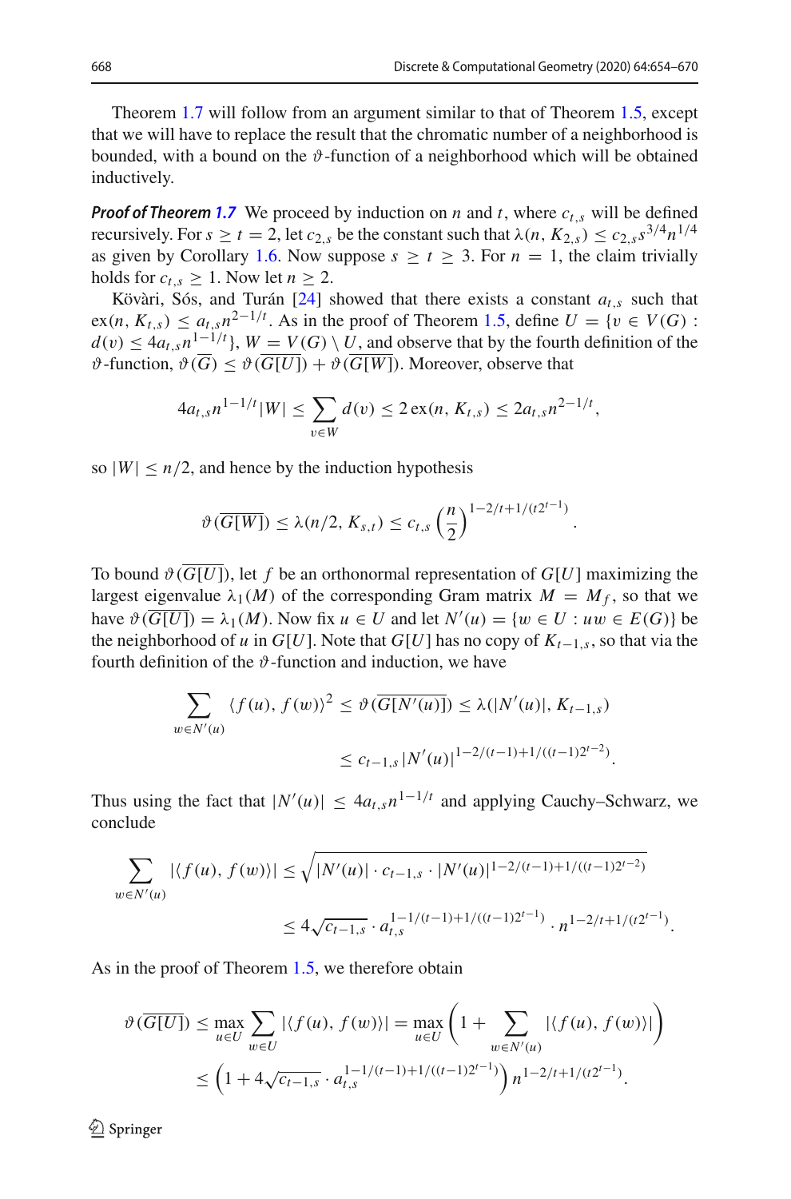Theorem 1.7 will follow from an argument similar to that of Theorem 1.5, except that we will have to replace the result that the chromatic number of a neighborhood is bounded, with a bound on the $\vartheta$-function of a neighborhood which will be obtained inductively.

***Proof of Theorem 1.7*** We proceed by induction on $n$ and $t$, where $c_{t,s}$ will be defined recursively. For $s \geq t = 2$, let $c_{2,s}$ be the constant such that $\lambda(n, K_{2,s}) \leq c_{2,s}s^{3/4}n^{1/4}$ as given by Corollary 1.6. Now suppose $s \geq t \geq 3$. For $n = 1$, the claim trivially holds for $c_{t,s} \geq 1$. Now let $n \geq 2$.

Kövàri, Sós, and Turán [24] showed that there exists a constant $a_{t,s}$ such that $\mathrm{ex}(n, K_{t,s}) \leq a_{t,s}n^{2-1/t}$. As in the proof of Theorem 1.5, define $U = \{v \in V(G) : d(v) \leq 4a_{t,s}n^{1-1/t}\}$, $W = V(G) \setminus U$, and observe that by the fourth definition of the $\vartheta$-function, $\vartheta(\overline{G}) \leq \vartheta(\overline{G[U]}) + \vartheta(\overline{G[W]})$. Moreover, observe that

$$4a_{t,s}n^{1-1/t}|W| \leq \sum_{v\in W} d(v) \leq 2\,\mathrm{ex}(n, K_{t,s}) \leq 2a_{t,s}n^{2-1/t},$$

so $|W| \leq n/2$, and hence by the induction hypothesis

$$\vartheta(\overline{G[W]}) \leq \lambda(n/2, K_{s,t}) \leq c_{t,s}\left(\frac{n}{2}\right)^{1-2/t+1/(t2^{t-1})}.$$

To bound $\vartheta(\overline{G[U]})$, let $f$ be an orthonormal representation of $G[U]$ maximizing the largest eigenvalue $\lambda_1(M)$ of the corresponding Gram matrix $M = M_f$, so that we have $\vartheta(\overline{G[U]}) = \lambda_1(M)$. Now fix $u \in U$ and let $N'(u) = \{w \in U : uw \in E(G)\}$ be the neighborhood of $u$ in $G[U]$. Note that $G[U]$ has no copy of $K_{t-1,s}$, so that via the fourth definition of the $\vartheta$-function and induction, we have

$$\begin{aligned}\sum_{w\in N'(u)} \langle f(u), f(w)\rangle^2 &\leq \vartheta(\overline{G[N'(u)]}) \leq \lambda(|N'(u)|, K_{t-1,s})\\ &\leq c_{t-1,s}|N'(u)|^{1-2/(t-1)+1/((t-1)2^{t-2})}.\end{aligned}$$

Thus using the fact that $|N'(u)| \leq 4a_{t,s}n^{1-1/t}$ and applying Cauchy–Schwarz, we conclude

$$\begin{aligned}\sum_{w\in N'(u)} |\langle f(u), f(w)\rangle| &\leq \sqrt{|N'(u)| \cdot c_{t-1,s} \cdot |N'(u)|^{1-2/(t-1)+1/((t-1)2^{t-2})}}\\ &\leq 4\sqrt{c_{t-1,s}} \cdot a_{t,s}^{1-1/(t-1)+1/((t-1)2^{t-1})} \cdot n^{1-2/t+1/(t2^{t-1})}.\end{aligned}$$

As in the proof of Theorem 1.5, we therefore obtain

$$\begin{aligned}\vartheta(\overline{G[U]}) &\leq \max_{u\in U}\sum_{w\in U} |\langle f(u), f(w)\rangle| = \max_{u\in U}\left(1 + \sum_{w\in N'(u)} |\langle f(u), f(w)\rangle|\right)\\ &\leq \left(1 + 4\sqrt{c_{t-1,s}} \cdot a_{t,s}^{1-1/(t-1)+1/((t-1)2^{t-1})}\right) n^{1-2/t+1/(t2^{t-1})}.\end{aligned}$$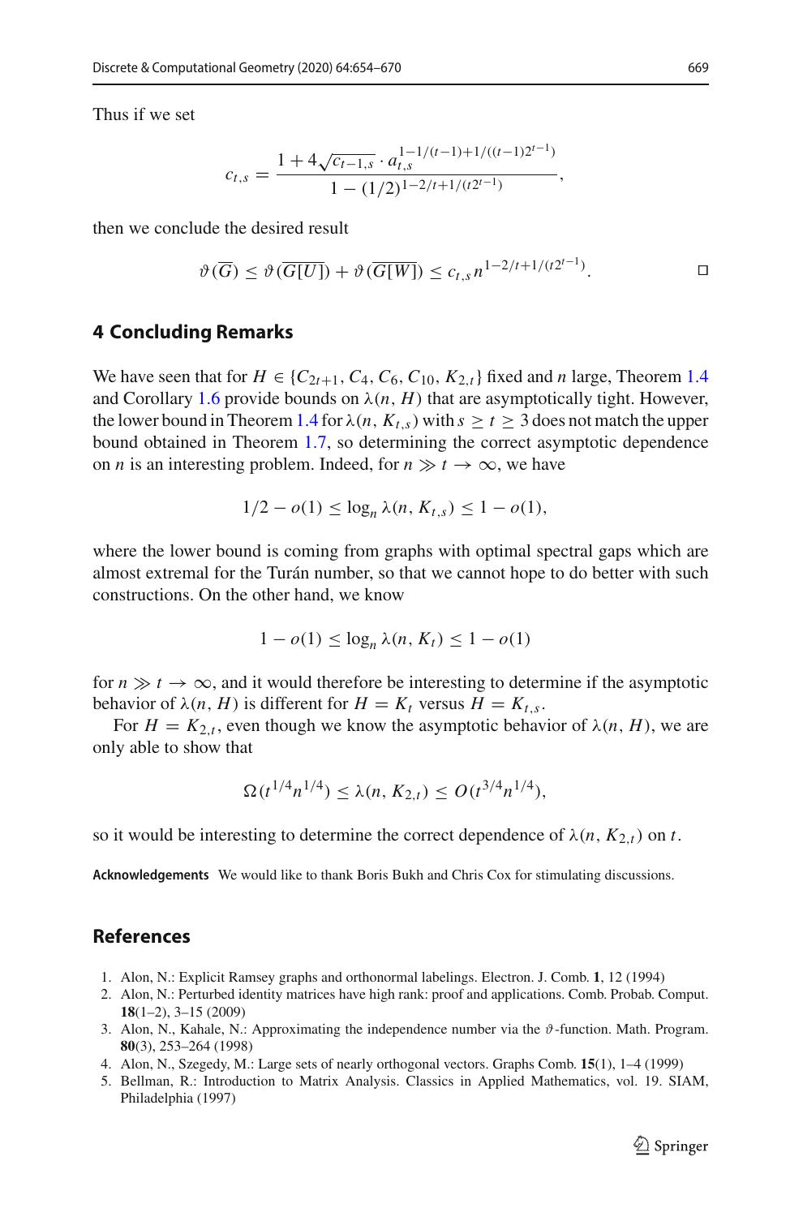Thus if we set

$$c_{t,s} = \frac{1 + 4\sqrt{c_{t-1,s}} \cdot a_{t,s}^{1-1/(t-1)+1/((t-1)2^{t-1})}}{1 - (1/2)^{1-2/t+1/(t2^{t-1})}},$$

then we conclude the desired result

$$\vartheta(\overline{G}) \leq \vartheta(\overline{G[U]}) + \vartheta(\overline{G[W]}) \leq c_{t,s}\, n^{1-2/t+1/(t2^{t-1})}. \qquad \square$$

## 4 Concluding Remarks

We have seen that for $H \in \{C_{2t+1}, C_4, C_6, C_{10}, K_{2,t}\}$ fixed and $n$ large, Theorem 1.4 and Corollary 1.6 provide bounds on $\lambda(n, H)$ that are asymptotically tight. However, the lower bound in Theorem 1.4 for $\lambda(n, K_{t,s})$ with $s \geq t \geq 3$ does not match the upper bound obtained in Theorem 1.7, so determining the correct asymptotic dependence on $n$ is an interesting problem. Indeed, for $n \gg t \to \infty$, we have

$$1/2 - o(1) \leq \log_n \lambda(n, K_{t,s}) \leq 1 - o(1),$$

where the lower bound is coming from graphs with optimal spectral gaps which are almost extremal for the Turán number, so that we cannot hope to do better with such constructions. On the other hand, we know

$$1 - o(1) \leq \log_n \lambda(n, K_t) \leq 1 - o(1)$$

for $n \gg t \to \infty$, and it would therefore be interesting to determine if the asymptotic behavior of $\lambda(n, H)$ is different for $H = K_t$ versus $H = K_{t,s}$.

For $H = K_{2,t}$, even though we know the asymptotic behavior of $\lambda(n, H)$, we are only able to show that

$$\Omega(t^{1/4} n^{1/4}) \leq \lambda(n, K_{2,t}) \leq O(t^{3/4} n^{1/4}),$$

so it would be interesting to determine the correct dependence of $\lambda(n, K_{2,t})$ on $t$.

**Acknowledgements** We would like to thank Boris Bukh and Chris Cox for stimulating discussions.

## References

1. Alon, N.: Explicit Ramsey graphs and orthonormal labelings. Electron. J. Comb. **1**, 12 (1994)
2. Alon, N.: Perturbed identity matrices have high rank: proof and applications. Comb. Probab. Comput. **18**(1–2), 3–15 (2009)
3. Alon, N., Kahale, N.: Approximating the independence number via the $\vartheta$-function. Math. Program. **80**(3), 253–264 (1998)
4. Alon, N., Szegedy, M.: Large sets of nearly orthogonal vectors. Graphs Comb. **15**(1), 1–4 (1999)
5. Bellman, R.: Introduction to Matrix Analysis. Classics in Applied Mathematics, vol. 19. SIAM, Philadelphia (1997)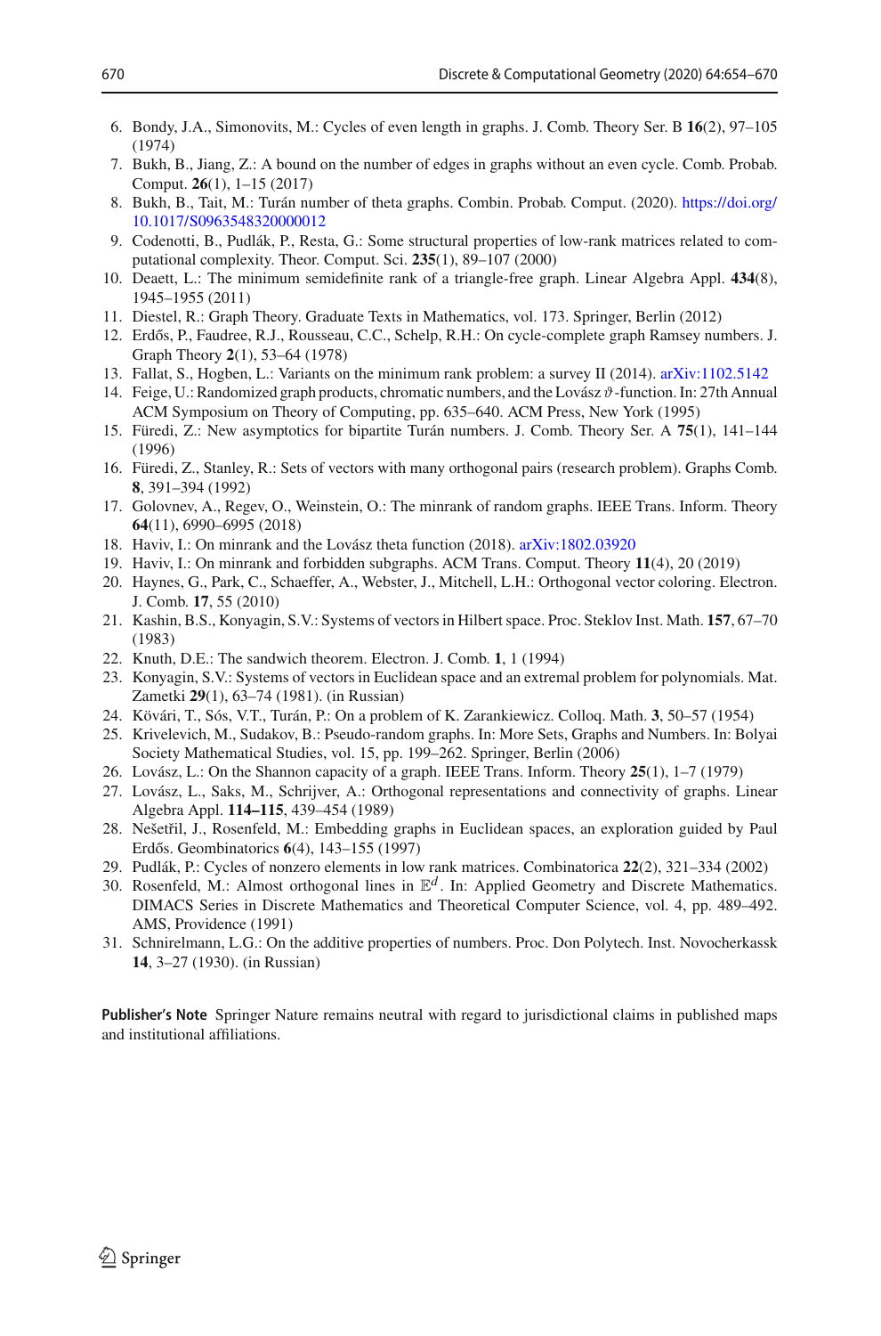6. Bondy, J.A., Simonovits, M.: Cycles of even length in graphs. J. Comb. Theory Ser. B **16**(2), 97–105 (1974)
7. Bukh, B., Jiang, Z.: A bound on the number of edges in graphs without an even cycle. Comb. Probab. Comput. **26**(1), 1–15 (2017)
8. Bukh, B., Tait, M.: Turán number of theta graphs. Combin. Probab. Comput. (2020). https://doi.org/10.1017/S0963548320000012
9. Codenotti, B., Pudlák, P., Resta, G.: Some structural properties of low-rank matrices related to computational complexity. Theor. Comput. Sci. **235**(1), 89–107 (2000)
10. Deaett, L.: The minimum semidefinite rank of a triangle-free graph. Linear Algebra Appl. **434**(8), 1945–1955 (2011)
11. Diestel, R.: Graph Theory. Graduate Texts in Mathematics, vol. 173. Springer, Berlin (2012)
12. Erdős, P., Faudree, R.J., Rousseau, C.C., Schelp, R.H.: On cycle-complete graph Ramsey numbers. J. Graph Theory **2**(1), 53–64 (1978)
13. Fallat, S., Hogben, L.: Variants on the minimum rank problem: a survey II (2014). arXiv:1102.5142
14. Feige, U.: Randomized graph products, chromatic numbers, and the Lovász $\vartheta$-function. In: 27th Annual ACM Symposium on Theory of Computing, pp. 635–640. ACM Press, New York (1995)
15. Füredi, Z.: New asymptotics for bipartite Turán numbers. J. Comb. Theory Ser. A **75**(1), 141–144 (1996)
16. Füredi, Z., Stanley, R.: Sets of vectors with many orthogonal pairs (research problem). Graphs Comb. **8**, 391–394 (1992)
17. Golovnev, A., Regev, O., Weinstein, O.: The minrank of random graphs. IEEE Trans. Inform. Theory **64**(11), 6990–6995 (2018)
18. Haviv, I.: On minrank and the Lovász theta function (2018). arXiv:1802.03920
19. Haviv, I.: On minrank and forbidden subgraphs. ACM Trans. Comput. Theory **11**(4), 20 (2019)
20. Haynes, G., Park, C., Schaeffer, A., Webster, J., Mitchell, L.H.: Orthogonal vector coloring. Electron. J. Comb. **17**, 55 (2010)
21. Kashin, B.S., Konyagin, S.V.: Systems of vectors in Hilbert space. Proc. Steklov Inst. Math. **157**, 67–70 (1983)
22. Knuth, D.E.: The sandwich theorem. Electron. J. Comb. **1**, 1 (1994)
23. Konyagin, S.V.: Systems of vectors in Euclidean space and an extremal problem for polynomials. Mat. Zametki **29**(1), 63–74 (1981). (in Russian)
24. Kövári, T., Sós, V.T., Turán, P.: On a problem of K. Zarankiewicz. Colloq. Math. **3**, 50–57 (1954)
25. Krivelevich, M., Sudakov, B.: Pseudo-random graphs. In: More Sets, Graphs and Numbers. In: Bolyai Society Mathematical Studies, vol. 15, pp. 199–262. Springer, Berlin (2006)
26. Lovász, L.: On the Shannon capacity of a graph. IEEE Trans. Inform. Theory **25**(1), 1–7 (1979)
27. Lovász, L., Saks, M., Schrijver, A.: Orthogonal representations and connectivity of graphs. Linear Algebra Appl. **114–115**, 439–454 (1989)
28. Nešetřil, J., Rosenfeld, M.: Embedding graphs in Euclidean spaces, an exploration guided by Paul Erdős. Geombinatorics **6**(4), 143–155 (1997)
29. Pudlák, P.: Cycles of nonzero elements in low rank matrices. Combinatorica **22**(2), 321–334 (2002)
30. Rosenfeld, M.: Almost orthogonal lines in $\mathbb{E}^d$. In: Applied Geometry and Discrete Mathematics. DIMACS Series in Discrete Mathematics and Theoretical Computer Science, vol. 4, pp. 489–492. AMS, Providence (1991)
31. Schnirelmann, L.G.: On the additive properties of numbers. Proc. Don Polytech. Inst. Novocherkassk **14**, 3–27 (1930). (in Russian)

**Publisher's Note** Springer Nature remains neutral with regard to jurisdictional claims in published maps and institutional affiliations.